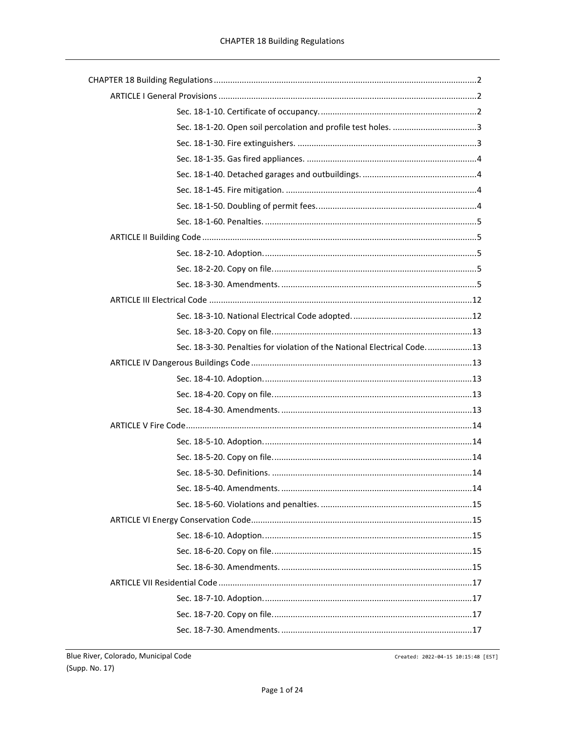CHAPTER 18 Building Regulations ........................................................................................................ 2

ARTICLE I General Provisions .............................................................................................................. 2

- Sec. 18-1-10. Certificate of occupancy. ................................................................... 2
- Sec. 18-1-20. Open soil percolation and profile test holes. .................................... 3
- Sec. 18-1-30. Fire extinguishers. ............................................................................ 3
- Sec. 18-1-35. Gas fired appliances. ......................................................................... 4
- Sec. 18-1-40. Detached garages and outbuildings. ................................................. 4
- Sec. 18-1-45. Fire mitigation. ................................................................................. 4
- Sec. 18-1-50. Doubling of permit fees. .................................................................... 4
- Sec. 18-1-60. Penalties. ........................................................................................... 5

ARTICLE II Building Code .................................................................................................................... 5

- Sec. 18-2-10. Adoption. ........................................................................................... 5
- Sec. 18-2-20. Copy on file. ....................................................................................... 5
- Sec. 18-3-30. Amendments. .................................................................................... 5

ARTICLE III Electrical Code ................................................................................................................ 12

- Sec. 18-3-10. National Electrical Code adopted. ................................................... 12
- Sec. 18-3-20. Copy on file. ..................................................................................... 13
- Sec. 18-3-30. Penalties for violation of the National Electrical Code. ................... 13

ARTICLE IV Dangerous Buildings Code .............................................................................................. 13

- Sec. 18-4-10. Adoption. ......................................................................................... 13
- Sec. 18-4-20. Copy on file. ..................................................................................... 13
- Sec. 18-4-30. Amendments. .................................................................................. 13

ARTICLE V Fire Code .......................................................................................................................... 14

- Sec. 18-5-10. Adoption. ......................................................................................... 14
- Sec. 18-5-20. Copy on file. ..................................................................................... 14
- Sec. 18-5-30. Definitions. ...................................................................................... 14
- Sec. 18-5-40. Amendments. .................................................................................. 14
- Sec. 18-5-60. Violations and penalties. ................................................................. 15

ARTICLE VI Energy Conservation Code .............................................................................................. 15

- Sec. 18-6-10. Adoption. ......................................................................................... 15
- Sec. 18-6-20. Copy on file. ..................................................................................... 15
- Sec. 18-6-30. Amendments. .................................................................................. 15

ARTICLE VII Residential Code ............................................................................................................ 17

- Sec. 18-7-10. Adoption. ......................................................................................... 17
- Sec. 18-7-20. Copy on file. ..................................................................................... 17
- Sec. 18-7-30. Amendments. .................................................................................. 17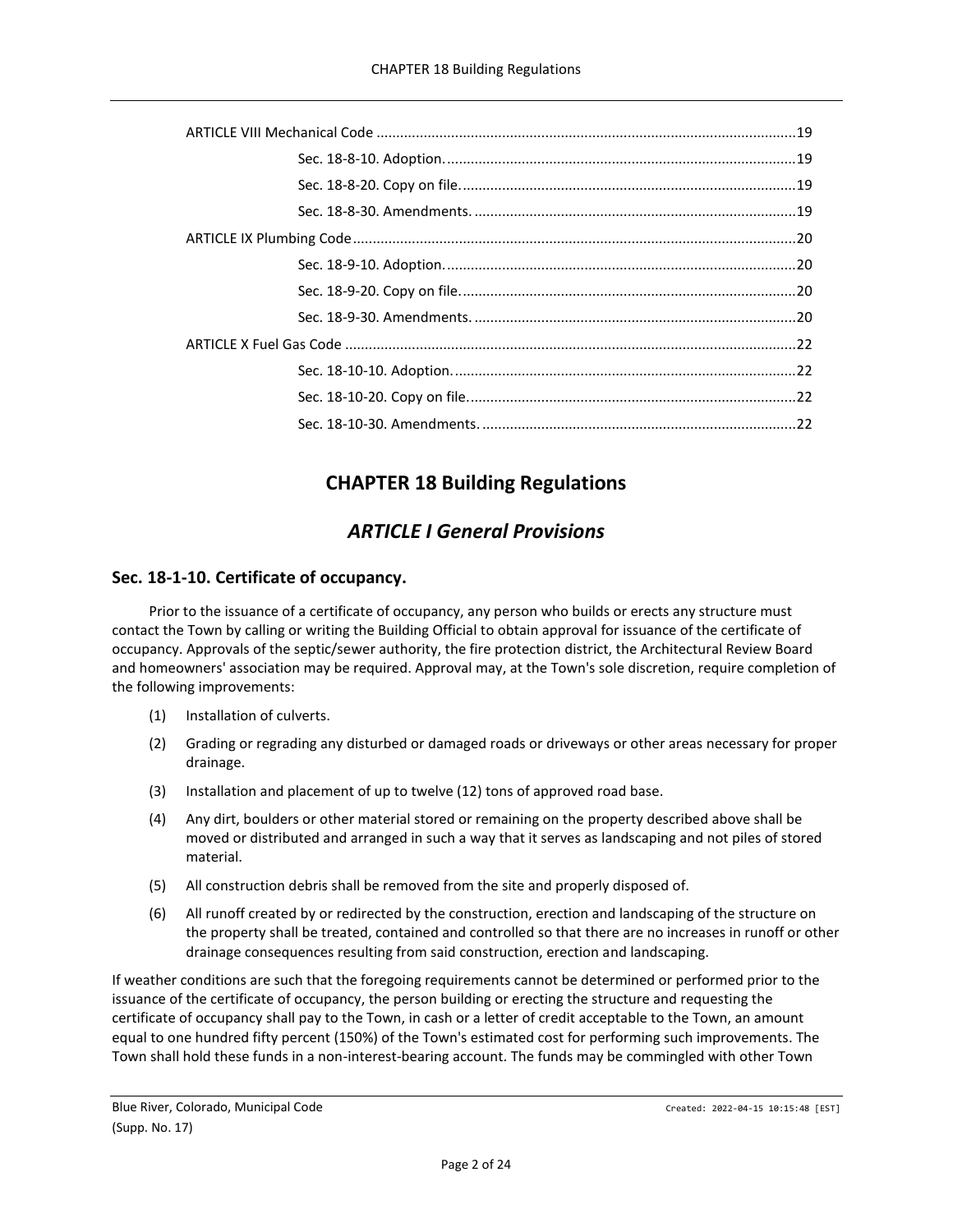ARTICLE VIII Mechanical Code ..........................................................................................................19

Sec. 18-8-10. Adoption. ........................................................................................19

Sec. 18-8-20. Copy on file. ....................................................................................19

Sec. 18-8-30. Amendments. .................................................................................19

ARTICLE IX Plumbing Code ...............................................................................................................20

Sec. 18-9-10. Adoption. ........................................................................................20

Sec. 18-9-20. Copy on file. ....................................................................................20

Sec. 18-9-30. Amendments. .................................................................................20

ARTICLE X Fuel Gas Code .................................................................................................................22

Sec. 18-10-10. Adoption. ......................................................................................22

Sec. 18-10-20. Copy on file. ..................................................................................22

Sec. 18-10-30. Amendments. ...............................................................................22

# CHAPTER 18 Building Regulations

## *ARTICLE I General Provisions*

### Sec. 18-1-10. Certificate of occupancy.

Prior to the issuance of a certificate of occupancy, any person who builds or erects any structure must contact the Town by calling or writing the Building Official to obtain approval for issuance of the certificate of occupancy. Approvals of the septic/sewer authority, the fire protection district, the Architectural Review Board and homeowners' association may be required. Approval may, at the Town's sole discretion, require completion of the following improvements:

(1) Installation of culverts.

(2) Grading or regrading any disturbed or damaged roads or driveways or other areas necessary for proper drainage.

(3) Installation and placement of up to twelve (12) tons of approved road base.

(4) Any dirt, boulders or other material stored or remaining on the property described above shall be moved or distributed and arranged in such a way that it serves as landscaping and not piles of stored material.

(5) All construction debris shall be removed from the site and properly disposed of.

(6) All runoff created by or redirected by the construction, erection and landscaping of the structure on the property shall be treated, contained and controlled so that there are no increases in runoff or other drainage consequences resulting from said construction, erection and landscaping.

If weather conditions are such that the foregoing requirements cannot be determined or performed prior to the issuance of the certificate of occupancy, the person building or erecting the structure and requesting the certificate of occupancy shall pay to the Town, in cash or a letter of credit acceptable to the Town, an amount equal to one hundred fifty percent (150%) of the Town's estimated cost for performing such improvements. The Town shall hold these funds in a non-interest-bearing account. The funds may be commingled with other Town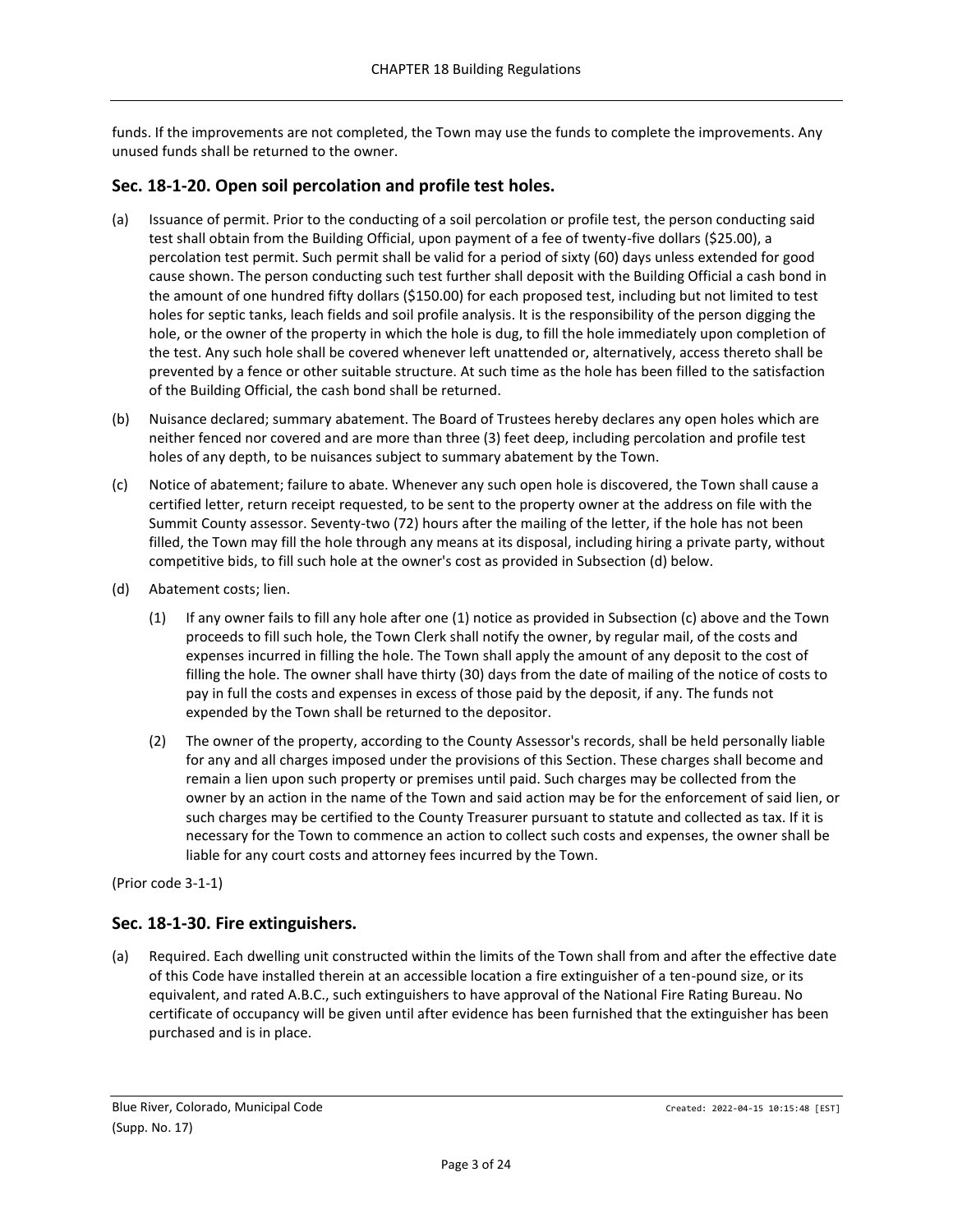funds. If the improvements are not completed, the Town may use the funds to complete the improvements. Any unused funds shall be returned to the owner.

## Sec. 18-1-20. Open soil percolation and profile test holes.

(a) Issuance of permit. Prior to the conducting of a soil percolation or profile test, the person conducting said test shall obtain from the Building Official, upon payment of a fee of twenty-five dollars ($25.00), a percolation test permit. Such permit shall be valid for a period of sixty (60) days unless extended for good cause shown. The person conducting such test further shall deposit with the Building Official a cash bond in the amount of one hundred fifty dollars ($150.00) for each proposed test, including but not limited to test holes for septic tanks, leach fields and soil profile analysis. It is the responsibility of the person digging the hole, or the owner of the property in which the hole is dug, to fill the hole immediately upon completion of the test. Any such hole shall be covered whenever left unattended or, alternatively, access thereto shall be prevented by a fence or other suitable structure. At such time as the hole has been filled to the satisfaction of the Building Official, the cash bond shall be returned.

(b) Nuisance declared; summary abatement. The Board of Trustees hereby declares any open holes which are neither fenced nor covered and are more than three (3) feet deep, including percolation and profile test holes of any depth, to be nuisances subject to summary abatement by the Town.

(c) Notice of abatement; failure to abate. Whenever any such open hole is discovered, the Town shall cause a certified letter, return receipt requested, to be sent to the property owner at the address on file with the Summit County assessor. Seventy-two (72) hours after the mailing of the letter, if the hole has not been filled, the Town may fill the hole through any means at its disposal, including hiring a private party, without competitive bids, to fill such hole at the owner's cost as provided in Subsection (d) below.

(d) Abatement costs; lien.

  (1) If any owner fails to fill any hole after one (1) notice as provided in Subsection (c) above and the Town proceeds to fill such hole, the Town Clerk shall notify the owner, by regular mail, of the costs and expenses incurred in filling the hole. The Town shall apply the amount of any deposit to the cost of filling the hole. The owner shall have thirty (30) days from the date of mailing of the notice of costs to pay in full the costs and expenses in excess of those paid by the deposit, if any. The funds not expended by the Town shall be returned to the depositor.

  (2) The owner of the property, according to the County Assessor's records, shall be held personally liable for any and all charges imposed under the provisions of this Section. These charges shall become and remain a lien upon such property or premises until paid. Such charges may be collected from the owner by an action in the name of the Town and said action may be for the enforcement of said lien, or such charges may be certified to the County Treasurer pursuant to statute and collected as tax. If it is necessary for the Town to commence an action to collect such costs and expenses, the owner shall be liable for any court costs and attorney fees incurred by the Town.

(Prior code 3-1-1)

## Sec. 18-1-30. Fire extinguishers.

(a) Required. Each dwelling unit constructed within the limits of the Town shall from and after the effective date of this Code have installed therein at an accessible location a fire extinguisher of a ten-pound size, or its equivalent, and rated A.B.C., such extinguishers to have approval of the National Fire Rating Bureau. No certificate of occupancy will be given until after evidence has been furnished that the extinguisher has been purchased and is in place.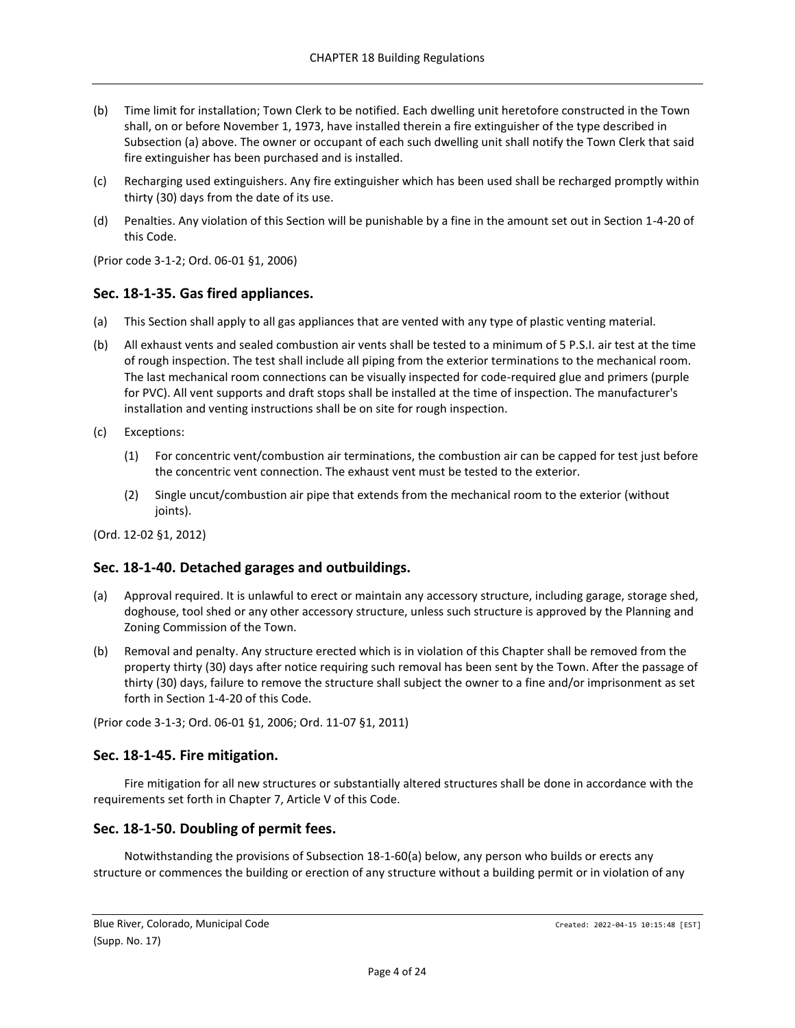(b) Time limit for installation; Town Clerk to be notified. Each dwelling unit heretofore constructed in the Town shall, on or before November 1, 1973, have installed therein a fire extinguisher of the type described in Subsection (a) above. The owner or occupant of each such dwelling unit shall notify the Town Clerk that said fire extinguisher has been purchased and is installed.

(c) Recharging used extinguishers. Any fire extinguisher which has been used shall be recharged promptly within thirty (30) days from the date of its use.

(d) Penalties. Any violation of this Section will be punishable by a fine in the amount set out in Section 1-4-20 of this Code.

(Prior code 3-1-2; Ord. 06-01 §1, 2006)

## Sec. 18-1-35. Gas fired appliances.

(a) This Section shall apply to all gas appliances that are vented with any type of plastic venting material.

(b) All exhaust vents and sealed combustion air vents shall be tested to a minimum of 5 P.S.I. air test at the time of rough inspection. The test shall include all piping from the exterior terminations to the mechanical room. The last mechanical room connections can be visually inspected for code-required glue and primers (purple for PVC). All vent supports and draft stops shall be installed at the time of inspection. The manufacturer's installation and venting instructions shall be on site for rough inspection.

(c) Exceptions:

   (1) For concentric vent/combustion air terminations, the combustion air can be capped for test just before the concentric vent connection. The exhaust vent must be tested to the exterior.

   (2) Single uncut/combustion air pipe that extends from the mechanical room to the exterior (without joints).

(Ord. 12-02 §1, 2012)

## Sec. 18-1-40. Detached garages and outbuildings.

(a) Approval required. It is unlawful to erect or maintain any accessory structure, including garage, storage shed, doghouse, tool shed or any other accessory structure, unless such structure is approved by the Planning and Zoning Commission of the Town.

(b) Removal and penalty. Any structure erected which is in violation of this Chapter shall be removed from the property thirty (30) days after notice requiring such removal has been sent by the Town. After the passage of thirty (30) days, failure to remove the structure shall subject the owner to a fine and/or imprisonment as set forth in Section 1-4-20 of this Code.

(Prior code 3-1-3; Ord. 06-01 §1, 2006; Ord. 11-07 §1, 2011)

## Sec. 18-1-45. Fire mitigation.

Fire mitigation for all new structures or substantially altered structures shall be done in accordance with the requirements set forth in Chapter 7, Article V of this Code.

## Sec. 18-1-50. Doubling of permit fees.

Notwithstanding the provisions of Subsection 18-1-60(a) below, any person who builds or erects any structure or commences the building or erection of any structure without a building permit or in violation of any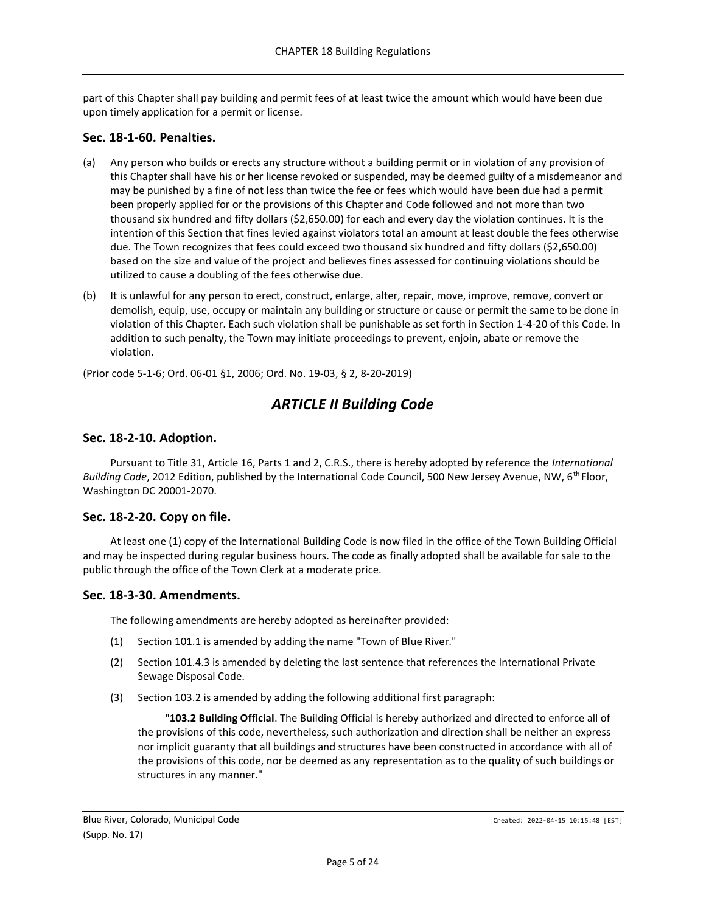part of this Chapter shall pay building and permit fees of at least twice the amount which would have been due upon timely application for a permit or license.

### Sec. 18-1-60. Penalties.

(a) Any person who builds or erects any structure without a building permit or in violation of any provision of this Chapter shall have his or her license revoked or suspended, may be deemed guilty of a misdemeanor and may be punished by a fine of not less than twice the fee or fees which would have been due had a permit been properly applied for or the provisions of this Chapter and Code followed and not more than two thousand six hundred and fifty dollars ($2,650.00) for each and every day the violation continues. It is the intention of this Section that fines levied against violators total an amount at least double the fees otherwise due. The Town recognizes that fees could exceed two thousand six hundred and fifty dollars ($2,650.00) based on the size and value of the project and believes fines assessed for continuing violations should be utilized to cause a doubling of the fees otherwise due.

(b) It is unlawful for any person to erect, construct, enlarge, alter, repair, move, improve, remove, convert or demolish, equip, use, occupy or maintain any building or structure or cause or permit the same to be done in violation of this Chapter. Each such violation shall be punishable as set forth in Section 1-4-20 of this Code. In addition to such penalty, the Town may initiate proceedings to prevent, enjoin, abate or remove the violation.

(Prior code 5-1-6; Ord. 06-01 §1, 2006; Ord. No. 19-03, § 2, 8-20-2019)

## *ARTICLE II Building Code*

### Sec. 18-2-10. Adoption.

Pursuant to Title 31, Article 16, Parts 1 and 2, C.R.S., there is hereby adopted by reference the *International Building Code*, 2012 Edition, published by the International Code Council, 500 New Jersey Avenue, NW, 6th Floor, Washington DC 20001-2070.

### Sec. 18-2-20. Copy on file.

At least one (1) copy of the International Building Code is now filed in the office of the Town Building Official and may be inspected during regular business hours. The code as finally adopted shall be available for sale to the public through the office of the Town Clerk at a moderate price.

### Sec. 18-3-30. Amendments.

The following amendments are hereby adopted as hereinafter provided:

(1) Section 101.1 is amended by adding the name "Town of Blue River."

(2) Section 101.4.3 is amended by deleting the last sentence that references the International Private Sewage Disposal Code.

(3) Section 103.2 is amended by adding the following additional first paragraph:

"**103.2 Building Official**. The Building Official is hereby authorized and directed to enforce all of the provisions of this code, nevertheless, such authorization and direction shall be neither an express nor implicit guaranty that all buildings and structures have been constructed in accordance with all of the provisions of this code, nor be deemed as any representation as to the quality of such buildings or structures in any manner."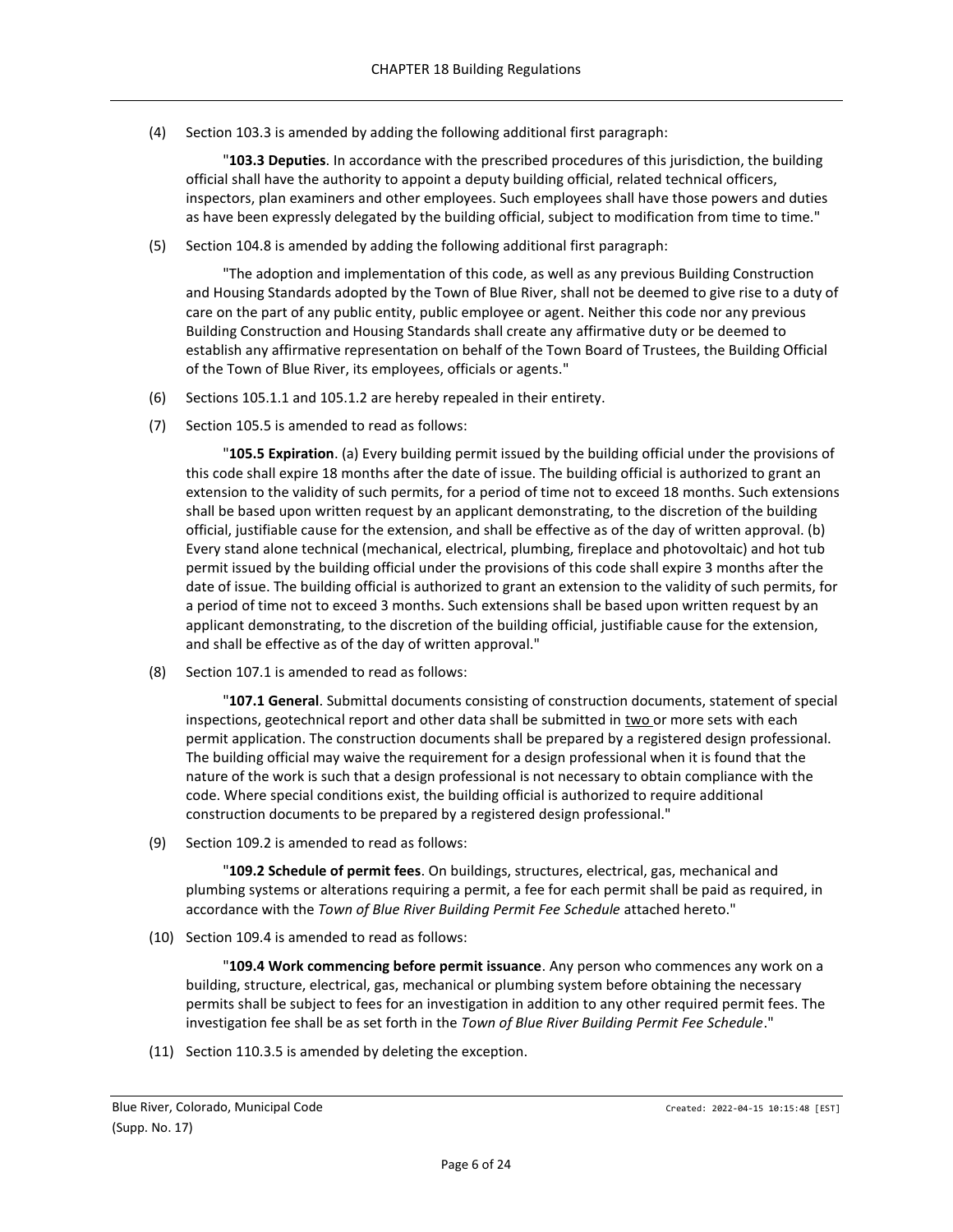(4) Section 103.3 is amended by adding the following additional first paragraph:

"**103.3 Deputies**. In accordance with the prescribed procedures of this jurisdiction, the building official shall have the authority to appoint a deputy building official, related technical officers, inspectors, plan examiners and other employees. Such employees shall have those powers and duties as have been expressly delegated by the building official, subject to modification from time to time."

(5) Section 104.8 is amended by adding the following additional first paragraph:

"The adoption and implementation of this code, as well as any previous Building Construction and Housing Standards adopted by the Town of Blue River, shall not be deemed to give rise to a duty of care on the part of any public entity, public employee or agent. Neither this code nor any previous Building Construction and Housing Standards shall create any affirmative duty or be deemed to establish any affirmative representation on behalf of the Town Board of Trustees, the Building Official of the Town of Blue River, its employees, officials or agents."

(6) Sections 105.1.1 and 105.1.2 are hereby repealed in their entirety.

(7) Section 105.5 is amended to read as follows:

"**105.5 Expiration**. (a) Every building permit issued by the building official under the provisions of this code shall expire 18 months after the date of issue. The building official is authorized to grant an extension to the validity of such permits, for a period of time not to exceed 18 months. Such extensions shall be based upon written request by an applicant demonstrating, to the discretion of the building official, justifiable cause for the extension, and shall be effective as of the day of written approval. (b) Every stand alone technical (mechanical, electrical, plumbing, fireplace and photovoltaic) and hot tub permit issued by the building official under the provisions of this code shall expire 3 months after the date of issue. The building official is authorized to grant an extension to the validity of such permits, for a period of time not to exceed 3 months. Such extensions shall be based upon written request by an applicant demonstrating, to the discretion of the building official, justifiable cause for the extension, and shall be effective as of the day of written approval."

(8) Section 107.1 is amended to read as follows:

"**107.1 General**. Submittal documents consisting of construction documents, statement of special inspections, geotechnical report and other data shall be submitted in two or more sets with each permit application. The construction documents shall be prepared by a registered design professional. The building official may waive the requirement for a design professional when it is found that the nature of the work is such that a design professional is not necessary to obtain compliance with the code. Where special conditions exist, the building official is authorized to require additional construction documents to be prepared by a registered design professional."

(9) Section 109.2 is amended to read as follows:

"**109.2 Schedule of permit fees**. On buildings, structures, electrical, gas, mechanical and plumbing systems or alterations requiring a permit, a fee for each permit shall be paid as required, in accordance with the *Town of Blue River Building Permit Fee Schedule* attached hereto."

(10) Section 109.4 is amended to read as follows:

"**109.4 Work commencing before permit issuance**. Any person who commences any work on a building, structure, electrical, gas, mechanical or plumbing system before obtaining the necessary permits shall be subject to fees for an investigation in addition to any other required permit fees. The investigation fee shall be as set forth in the *Town of Blue River Building Permit Fee Schedule*."

(11) Section 110.3.5 is amended by deleting the exception.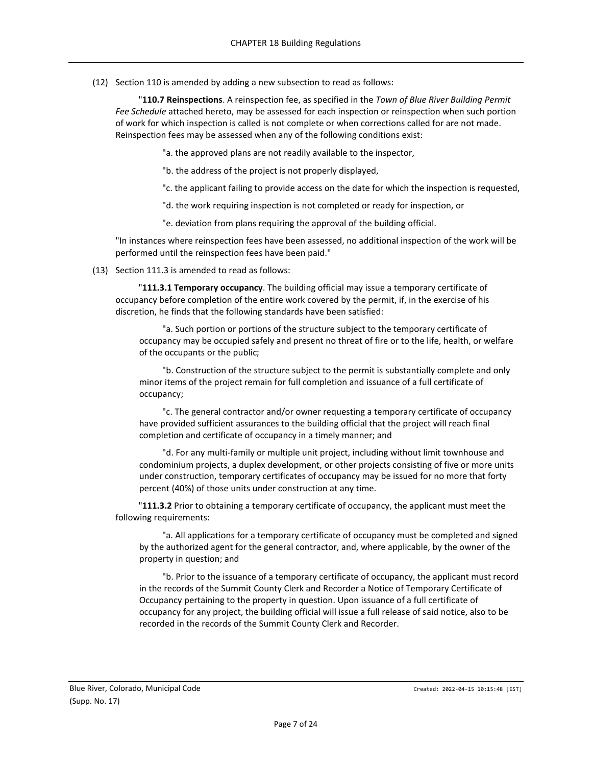(12) Section 110 is amended by adding a new subsection to read as follows:

"**110.7 Reinspections**. A reinspection fee, as specified in the *Town of Blue River Building Permit Fee Schedule* attached hereto, may be assessed for each inspection or reinspection when such portion of work for which inspection is called is not complete or when corrections called for are not made. Reinspection fees may be assessed when any of the following conditions exist:

"a. the approved plans are not readily available to the inspector,

"b. the address of the project is not properly displayed,

"c. the applicant failing to provide access on the date for which the inspection is requested,

"d. the work requiring inspection is not completed or ready for inspection, or

"e. deviation from plans requiring the approval of the building official.

"In instances where reinspection fees have been assessed, no additional inspection of the work will be performed until the reinspection fees have been paid."

(13) Section 111.3 is amended to read as follows:

"**111.3.1 Temporary occupancy**. The building official may issue a temporary certificate of occupancy before completion of the entire work covered by the permit, if, in the exercise of his discretion, he finds that the following standards have been satisfied:

"a. Such portion or portions of the structure subject to the temporary certificate of occupancy may be occupied safely and present no threat of fire or to the life, health, or welfare of the occupants or the public;

"b. Construction of the structure subject to the permit is substantially complete and only minor items of the project remain for full completion and issuance of a full certificate of occupancy;

"c. The general contractor and/or owner requesting a temporary certificate of occupancy have provided sufficient assurances to the building official that the project will reach final completion and certificate of occupancy in a timely manner; and

"d. For any multi-family or multiple unit project, including without limit townhouse and condominium projects, a duplex development, or other projects consisting of five or more units under construction, temporary certificates of occupancy may be issued for no more that forty percent (40%) of those units under construction at any time.

"**111.3.2** Prior to obtaining a temporary certificate of occupancy, the applicant must meet the following requirements:

"a. All applications for a temporary certificate of occupancy must be completed and signed by the authorized agent for the general contractor, and, where applicable, by the owner of the property in question; and

"b. Prior to the issuance of a temporary certificate of occupancy, the applicant must record in the records of the Summit County Clerk and Recorder a Notice of Temporary Certificate of Occupancy pertaining to the property in question. Upon issuance of a full certificate of occupancy for any project, the building official will issue a full release of said notice, also to be recorded in the records of the Summit County Clerk and Recorder.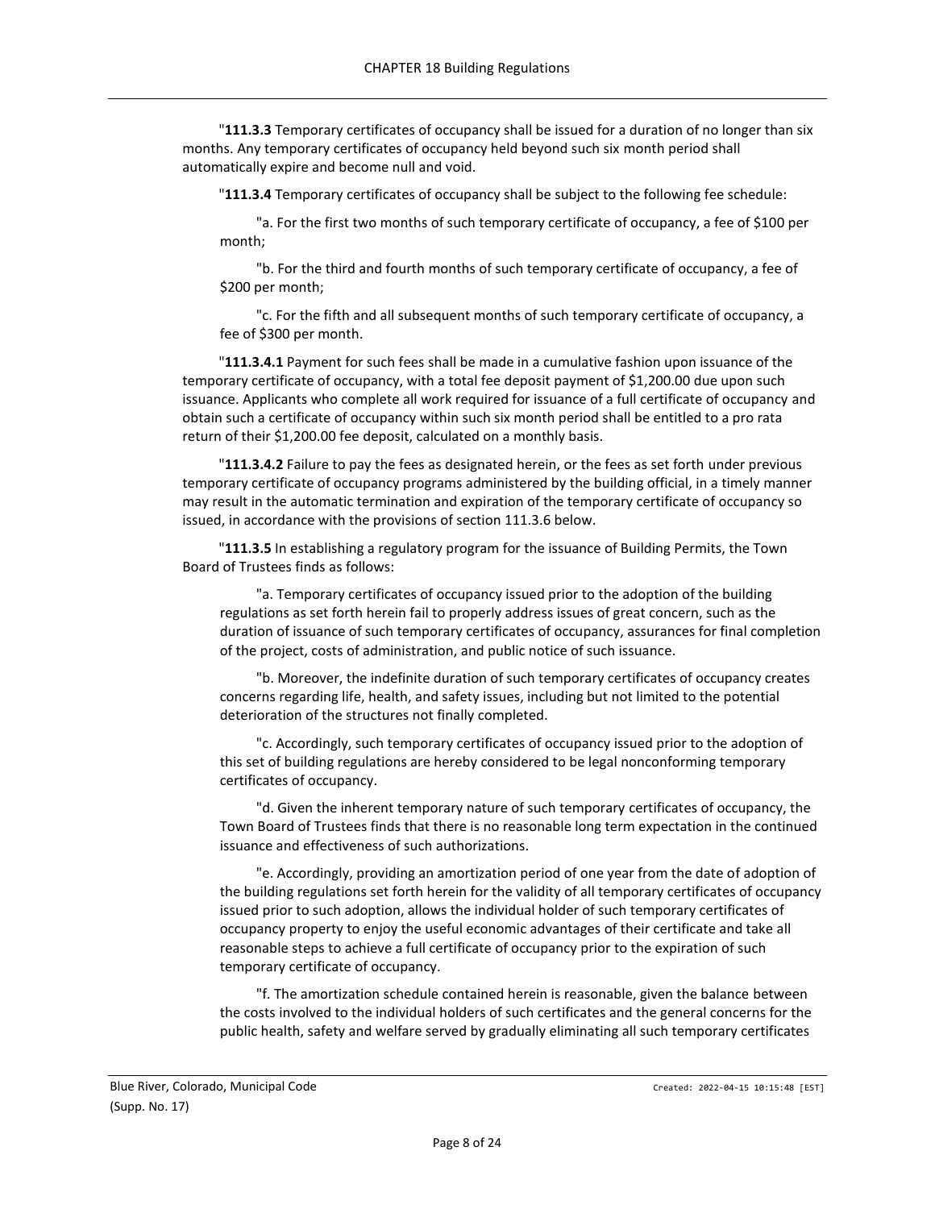"**111.3.3** Temporary certificates of occupancy shall be issued for a duration of no longer than six months. Any temporary certificates of occupancy held beyond such six month period shall automatically expire and become null and void.

"**111.3.4** Temporary certificates of occupancy shall be subject to the following fee schedule:

"a. For the first two months of such temporary certificate of occupancy, a fee of $100 per month;

"b. For the third and fourth months of such temporary certificate of occupancy, a fee of $200 per month;

"c. For the fifth and all subsequent months of such temporary certificate of occupancy, a fee of $300 per month.

"**111.3.4.1** Payment for such fees shall be made in a cumulative fashion upon issuance of the temporary certificate of occupancy, with a total fee deposit payment of $1,200.00 due upon such issuance. Applicants who complete all work required for issuance of a full certificate of occupancy and obtain such a certificate of occupancy within such six month period shall be entitled to a pro rata return of their $1,200.00 fee deposit, calculated on a monthly basis.

"**111.3.4.2** Failure to pay the fees as designated herein, or the fees as set forth under previous temporary certificate of occupancy programs administered by the building official, in a timely manner may result in the automatic termination and expiration of the temporary certificate of occupancy so issued, in accordance with the provisions of section 111.3.6 below.

"**111.3.5** In establishing a regulatory program for the issuance of Building Permits, the Town Board of Trustees finds as follows:

"a. Temporary certificates of occupancy issued prior to the adoption of the building regulations as set forth herein fail to properly address issues of great concern, such as the duration of issuance of such temporary certificates of occupancy, assurances for final completion of the project, costs of administration, and public notice of such issuance.

"b. Moreover, the indefinite duration of such temporary certificates of occupancy creates concerns regarding life, health, and safety issues, including but not limited to the potential deterioration of the structures not finally completed.

"c. Accordingly, such temporary certificates of occupancy issued prior to the adoption of this set of building regulations are hereby considered to be legal nonconforming temporary certificates of occupancy.

"d. Given the inherent temporary nature of such temporary certificates of occupancy, the Town Board of Trustees finds that there is no reasonable long term expectation in the continued issuance and effectiveness of such authorizations.

"e. Accordingly, providing an amortization period of one year from the date of adoption of the building regulations set forth herein for the validity of all temporary certificates of occupancy issued prior to such adoption, allows the individual holder of such temporary certificates of occupancy property to enjoy the useful economic advantages of their certificate and take all reasonable steps to achieve a full certificate of occupancy prior to the expiration of such temporary certificate of occupancy.

"f. The amortization schedule contained herein is reasonable, given the balance between the costs involved to the individual holders of such certificates and the general concerns for the public health, safety and welfare served by gradually eliminating all such temporary certificates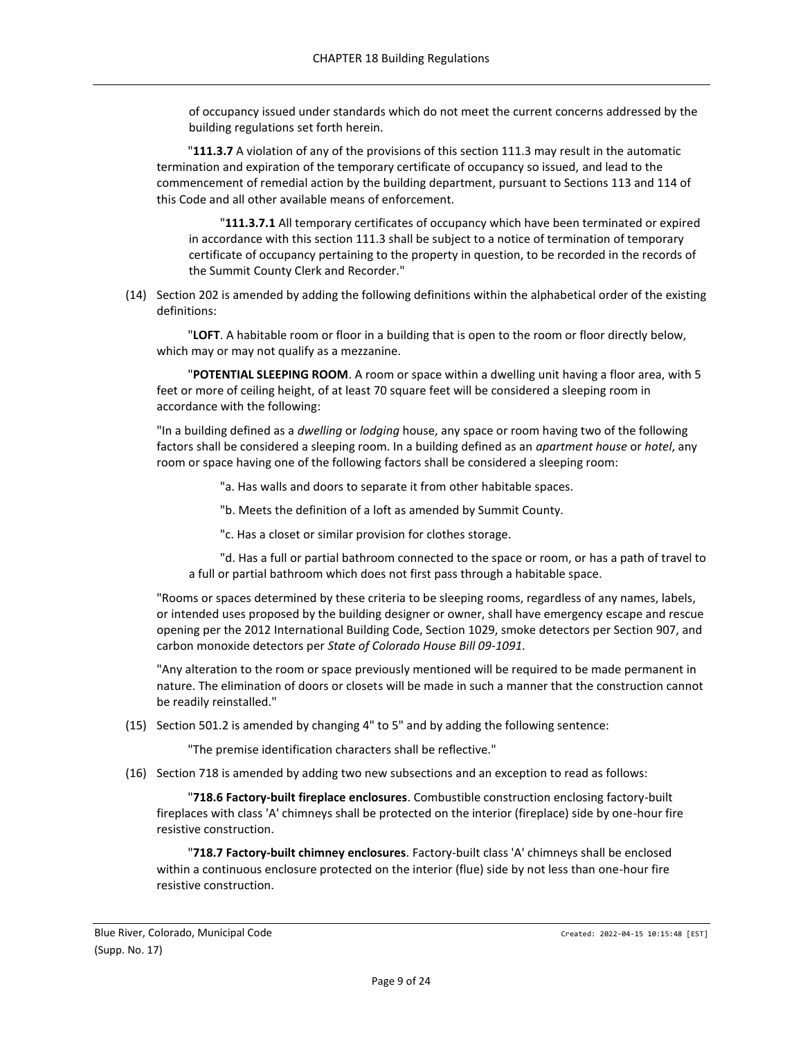of occupancy issued under standards which do not meet the current concerns addressed by the building regulations set forth herein.

"**111.3.7** A violation of any of the provisions of this section 111.3 may result in the automatic termination and expiration of the temporary certificate of occupancy so issued, and lead to the commencement of remedial action by the building department, pursuant to Sections 113 and 114 of this Code and all other available means of enforcement.

"**111.3.7.1** All temporary certificates of occupancy which have been terminated or expired in accordance with this section 111.3 shall be subject to a notice of termination of temporary certificate of occupancy pertaining to the property in question, to be recorded in the records of the Summit County Clerk and Recorder."

(14) Section 202 is amended by adding the following definitions within the alphabetical order of the existing definitions:

"**LOFT**. A habitable room or floor in a building that is open to the room or floor directly below, which may or may not qualify as a mezzanine.

"**POTENTIAL SLEEPING ROOM**. A room or space within a dwelling unit having a floor area, with 5 feet or more of ceiling height, of at least 70 square feet will be considered a sleeping room in accordance with the following:

"In a building defined as a *dwelling* or *lodging* house, any space or room having two of the following factors shall be considered a sleeping room. In a building defined as an *apartment house* or *hotel*, any room or space having one of the following factors shall be considered a sleeping room:

"a. Has walls and doors to separate it from other habitable spaces.

"b. Meets the definition of a loft as amended by Summit County.

"c. Has a closet or similar provision for clothes storage.

"d. Has a full or partial bathroom connected to the space or room, or has a path of travel to a full or partial bathroom which does not first pass through a habitable space.

"Rooms or spaces determined by these criteria to be sleeping rooms, regardless of any names, labels, or intended uses proposed by the building designer or owner, shall have emergency escape and rescue opening per the 2012 International Building Code, Section 1029, smoke detectors per Section 907, and carbon monoxide detectors per *State of Colorado House Bill 09-1091*.

"Any alteration to the room or space previously mentioned will be required to be made permanent in nature. The elimination of doors or closets will be made in such a manner that the construction cannot be readily reinstalled."

(15) Section 501.2 is amended by changing 4" to 5" and by adding the following sentence:

"The premise identification characters shall be reflective."

(16) Section 718 is amended by adding two new subsections and an exception to read as follows:

"**718.6 Factory-built fireplace enclosures**. Combustible construction enclosing factory-built fireplaces with class 'A' chimneys shall be protected on the interior (fireplace) side by one-hour fire resistive construction.

"**718.7 Factory-built chimney enclosures**. Factory-built class 'A' chimneys shall be enclosed within a continuous enclosure protected on the interior (flue) side by not less than one-hour fire resistive construction.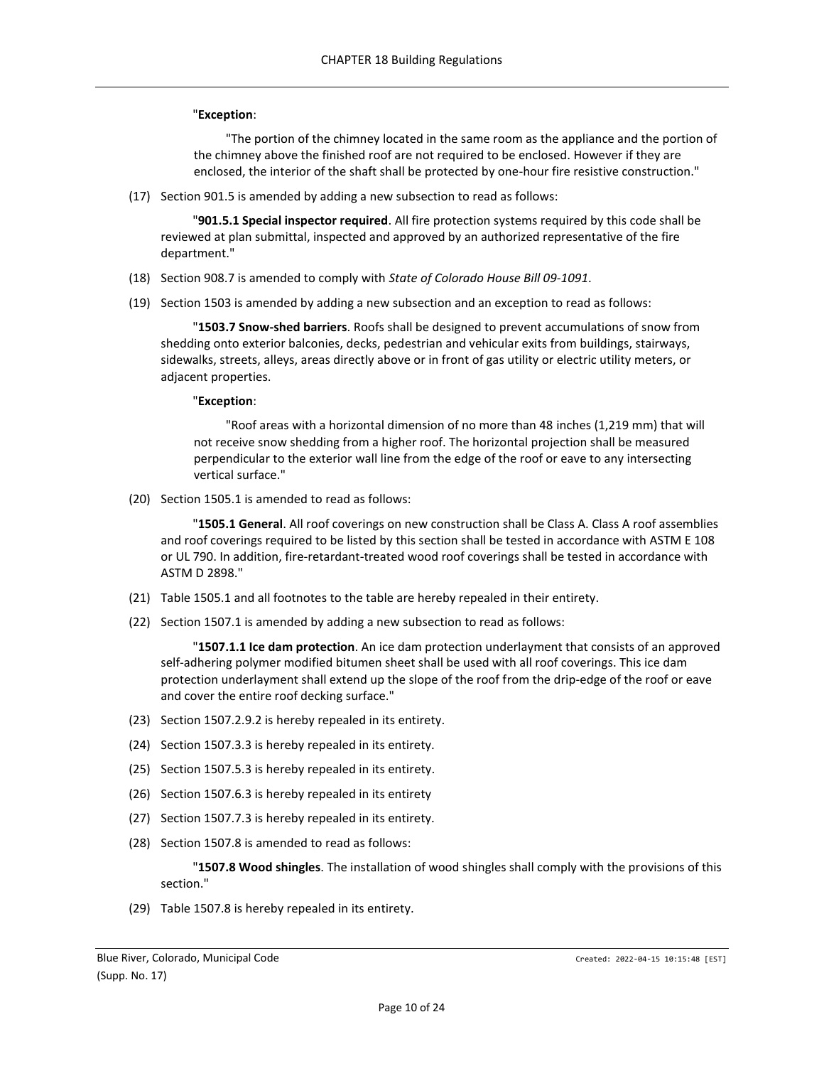"**Exception**:

"The portion of the chimney located in the same room as the appliance and the portion of the chimney above the finished roof are not required to be enclosed. However if they are enclosed, the interior of the shaft shall be protected by one-hour fire resistive construction."

(17) Section 901.5 is amended by adding a new subsection to read as follows:

"**901.5.1 Special inspector required**. All fire protection systems required by this code shall be reviewed at plan submittal, inspected and approved by an authorized representative of the fire department."

(18) Section 908.7 is amended to comply with *State of Colorado House Bill 09-1091*.

(19) Section 1503 is amended by adding a new subsection and an exception to read as follows:

"**1503.7 Snow-shed barriers**. Roofs shall be designed to prevent accumulations of snow from shedding onto exterior balconies, decks, pedestrian and vehicular exits from buildings, stairways, sidewalks, streets, alleys, areas directly above or in front of gas utility or electric utility meters, or adjacent properties.

"**Exception**:

"Roof areas with a horizontal dimension of no more than 48 inches (1,219 mm) that will not receive snow shedding from a higher roof. The horizontal projection shall be measured perpendicular to the exterior wall line from the edge of the roof or eave to any intersecting vertical surface."

(20) Section 1505.1 is amended to read as follows:

"**1505.1 General**. All roof coverings on new construction shall be Class A. Class A roof assemblies and roof coverings required to be listed by this section shall be tested in accordance with ASTM E 108 or UL 790. In addition, fire-retardant-treated wood roof coverings shall be tested in accordance with ASTM D 2898."

(21) Table 1505.1 and all footnotes to the table are hereby repealed in their entirety.

(22) Section 1507.1 is amended by adding a new subsection to read as follows:

"**1507.1.1 Ice dam protection**. An ice dam protection underlayment that consists of an approved self-adhering polymer modified bitumen sheet shall be used with all roof coverings. This ice dam protection underlayment shall extend up the slope of the roof from the drip-edge of the roof or eave and cover the entire roof decking surface."

(23) Section 1507.2.9.2 is hereby repealed in its entirety.

(24) Section 1507.3.3 is hereby repealed in its entirety.

(25) Section 1507.5.3 is hereby repealed in its entirety.

(26) Section 1507.6.3 is hereby repealed in its entirety

(27) Section 1507.7.3 is hereby repealed in its entirety.

(28) Section 1507.8 is amended to read as follows:

"**1507.8 Wood shingles**. The installation of wood shingles shall comply with the provisions of this section."

(29) Table 1507.8 is hereby repealed in its entirety.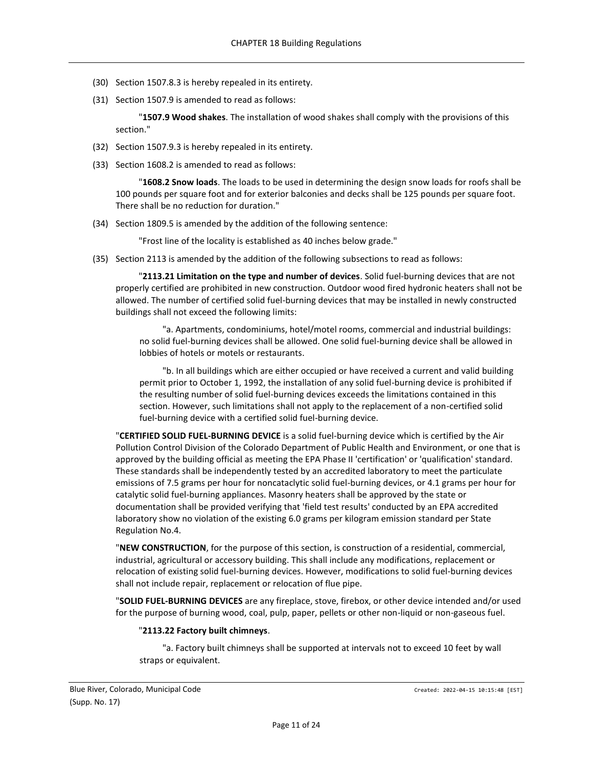(30) Section 1507.8.3 is hereby repealed in its entirety.

(31) Section 1507.9 is amended to read as follows:

"**1507.9 Wood shakes**. The installation of wood shakes shall comply with the provisions of this section."

(32) Section 1507.9.3 is hereby repealed in its entirety.

(33) Section 1608.2 is amended to read as follows:

"**1608.2 Snow loads**. The loads to be used in determining the design snow loads for roofs shall be 100 pounds per square foot and for exterior balconies and decks shall be 125 pounds per square foot. There shall be no reduction for duration."

(34) Section 1809.5 is amended by the addition of the following sentence:

"Frost line of the locality is established as 40 inches below grade."

(35) Section 2113 is amended by the addition of the following subsections to read as follows:

"**2113.21 Limitation on the type and number of devices**. Solid fuel-burning devices that are not properly certified are prohibited in new construction. Outdoor wood fired hydronic heaters shall not be allowed. The number of certified solid fuel-burning devices that may be installed in newly constructed buildings shall not exceed the following limits:

"a. Apartments, condominiums, hotel/motel rooms, commercial and industrial buildings: no solid fuel-burning devices shall be allowed. One solid fuel-burning device shall be allowed in lobbies of hotels or motels or restaurants.

"b. In all buildings which are either occupied or have received a current and valid building permit prior to October 1, 1992, the installation of any solid fuel-burning device is prohibited if the resulting number of solid fuel-burning devices exceeds the limitations contained in this section. However, such limitations shall not apply to the replacement of a non-certified solid fuel-burning device with a certified solid fuel-burning device.

"**CERTIFIED SOLID FUEL-BURNING DEVICE** is a solid fuel-burning device which is certified by the Air Pollution Control Division of the Colorado Department of Public Health and Environment, or one that is approved by the building official as meeting the EPA Phase II 'certification' or 'qualification' standard. These standards shall be independently tested by an accredited laboratory to meet the particulate emissions of 7.5 grams per hour for noncataclytic solid fuel-burning devices, or 4.1 grams per hour for catalytic solid fuel-burning appliances. Masonry heaters shall be approved by the state or documentation shall be provided verifying that 'field test results' conducted by an EPA accredited laboratory show no violation of the existing 6.0 grams per kilogram emission standard per State Regulation No.4.

"**NEW CONSTRUCTION**, for the purpose of this section, is construction of a residential, commercial, industrial, agricultural or accessory building. This shall include any modifications, replacement or relocation of existing solid fuel-burning devices. However, modifications to solid fuel-burning devices shall not include repair, replacement or relocation of flue pipe.

"**SOLID FUEL-BURNING DEVICES** are any fireplace, stove, firebox, or other device intended and/or used for the purpose of burning wood, coal, pulp, paper, pellets or other non-liquid or non-gaseous fuel.

"**2113.22 Factory built chimneys**.

"a. Factory built chimneys shall be supported at intervals not to exceed 10 feet by wall straps or equivalent.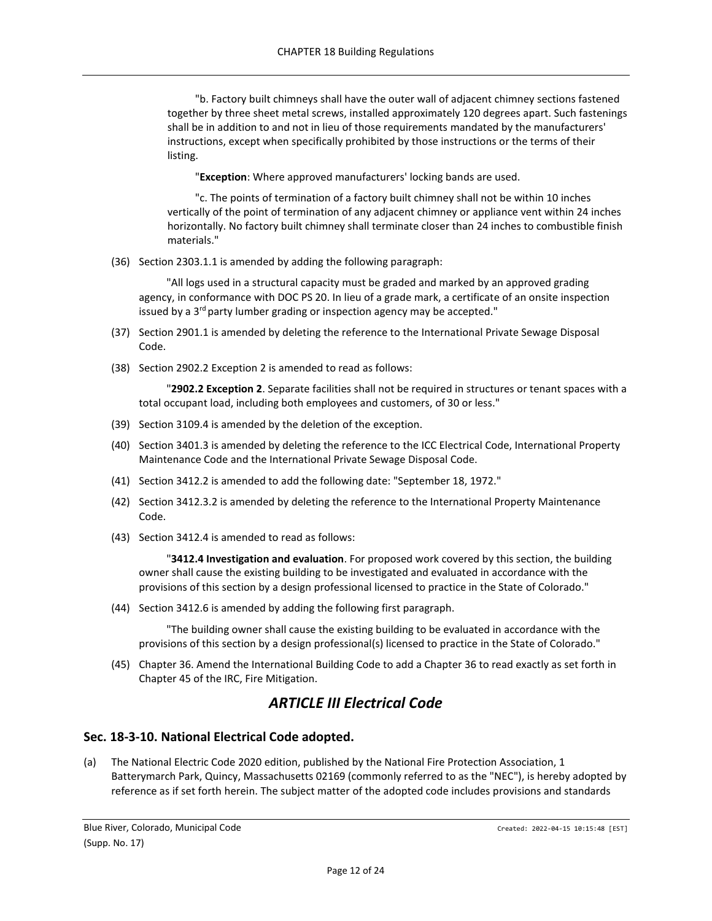"b. Factory built chimneys shall have the outer wall of adjacent chimney sections fastened together by three sheet metal screws, installed approximately 120 degrees apart. Such fastenings shall be in addition to and not in lieu of those requirements mandated by the manufacturers' instructions, except when specifically prohibited by those instructions or the terms of their listing.

"**Exception**: Where approved manufacturers' locking bands are used.

"c. The points of termination of a factory built chimney shall not be within 10 inches vertically of the point of termination of any adjacent chimney or appliance vent within 24 inches horizontally. No factory built chimney shall terminate closer than 24 inches to combustible finish materials."

(36) Section 2303.1.1 is amended by adding the following paragraph:

"All logs used in a structural capacity must be graded and marked by an approved grading agency, in conformance with DOC PS 20. In lieu of a grade mark, a certificate of an onsite inspection issued by a 3rd party lumber grading or inspection agency may be accepted."

(37) Section 2901.1 is amended by deleting the reference to the International Private Sewage Disposal Code.

(38) Section 2902.2 Exception 2 is amended to read as follows:

"**2902.2 Exception 2**. Separate facilities shall not be required in structures or tenant spaces with a total occupant load, including both employees and customers, of 30 or less."

(39) Section 3109.4 is amended by the deletion of the exception.

(40) Section 3401.3 is amended by deleting the reference to the ICC Electrical Code, International Property Maintenance Code and the International Private Sewage Disposal Code.

(41) Section 3412.2 is amended to add the following date: "September 18, 1972."

(42) Section 3412.3.2 is amended by deleting the reference to the International Property Maintenance Code.

(43) Section 3412.4 is amended to read as follows:

"**3412.4 Investigation and evaluation**. For proposed work covered by this section, the building owner shall cause the existing building to be investigated and evaluated in accordance with the provisions of this section by a design professional licensed to practice in the State of Colorado."

(44) Section 3412.6 is amended by adding the following first paragraph.

"The building owner shall cause the existing building to be evaluated in accordance with the provisions of this section by a design professional(s) licensed to practice in the State of Colorado."

(45) Chapter 36. Amend the International Building Code to add a Chapter 36 to read exactly as set forth in Chapter 45 of the IRC, Fire Mitigation.

## *ARTICLE III Electrical Code*

### Sec. 18-3-10. National Electrical Code adopted.

(a) The National Electric Code 2020 edition, published by the National Fire Protection Association, 1 Batterymarch Park, Quincy, Massachusetts 02169 (commonly referred to as the "NEC"), is hereby adopted by reference as if set forth herein. The subject matter of the adopted code includes provisions and standards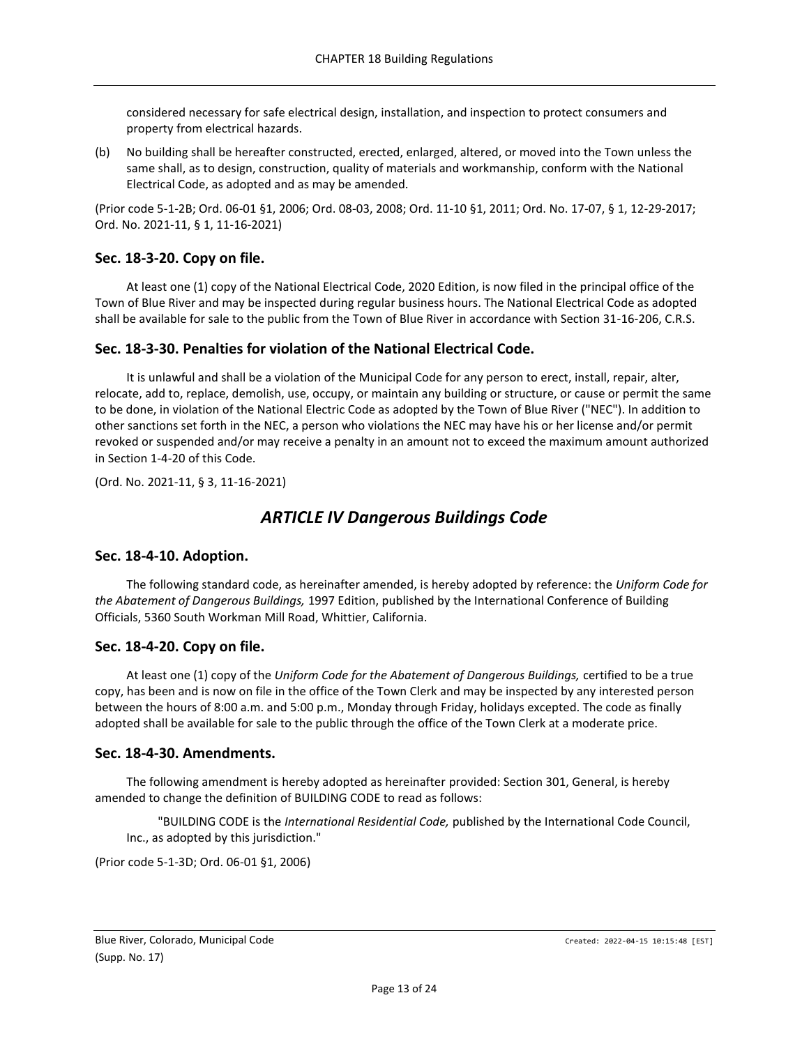considered necessary for safe electrical design, installation, and inspection to protect consumers and property from electrical hazards.

(b) No building shall be hereafter constructed, erected, enlarged, altered, or moved into the Town unless the same shall, as to design, construction, quality of materials and workmanship, conform with the National Electrical Code, as adopted and as may be amended.

(Prior code 5-1-2B; Ord. 06-01 §1, 2006; Ord. 08-03, 2008; Ord. 11-10 §1, 2011; Ord. No. 17-07, § 1, 12-29-2017; Ord. No. 2021-11, § 1, 11-16-2021)

### Sec. 18-3-20. Copy on file.

At least one (1) copy of the National Electrical Code, 2020 Edition, is now filed in the principal office of the Town of Blue River and may be inspected during regular business hours. The National Electrical Code as adopted shall be available for sale to the public from the Town of Blue River in accordance with Section 31-16-206, C.R.S.

### Sec. 18-3-30. Penalties for violation of the National Electrical Code.

It is unlawful and shall be a violation of the Municipal Code for any person to erect, install, repair, alter, relocate, add to, replace, demolish, use, occupy, or maintain any building or structure, or cause or permit the same to be done, in violation of the National Electric Code as adopted by the Town of Blue River ("NEC"). In addition to other sanctions set forth in the NEC, a person who violations the NEC may have his or her license and/or permit revoked or suspended and/or may receive a penalty in an amount not to exceed the maximum amount authorized in Section 1-4-20 of this Code.

(Ord. No. 2021-11, § 3, 11-16-2021)

## *ARTICLE IV Dangerous Buildings Code*

### Sec. 18-4-10. Adoption.

The following standard code, as hereinafter amended, is hereby adopted by reference: the *Uniform Code for the Abatement of Dangerous Buildings,* 1997 Edition, published by the International Conference of Building Officials, 5360 South Workman Mill Road, Whittier, California.

### Sec. 18-4-20. Copy on file.

At least one (1) copy of the *Uniform Code for the Abatement of Dangerous Buildings,* certified to be a true copy, has been and is now on file in the office of the Town Clerk and may be inspected by any interested person between the hours of 8:00 a.m. and 5:00 p.m., Monday through Friday, holidays excepted. The code as finally adopted shall be available for sale to the public through the office of the Town Clerk at a moderate price.

### Sec. 18-4-30. Amendments.

The following amendment is hereby adopted as hereinafter provided: Section 301, General, is hereby amended to change the definition of BUILDING CODE to read as follows:

> "BUILDING CODE is the *International Residential Code,* published by the International Code Council, Inc., as adopted by this jurisdiction."

(Prior code 5-1-3D; Ord. 06-01 §1, 2006)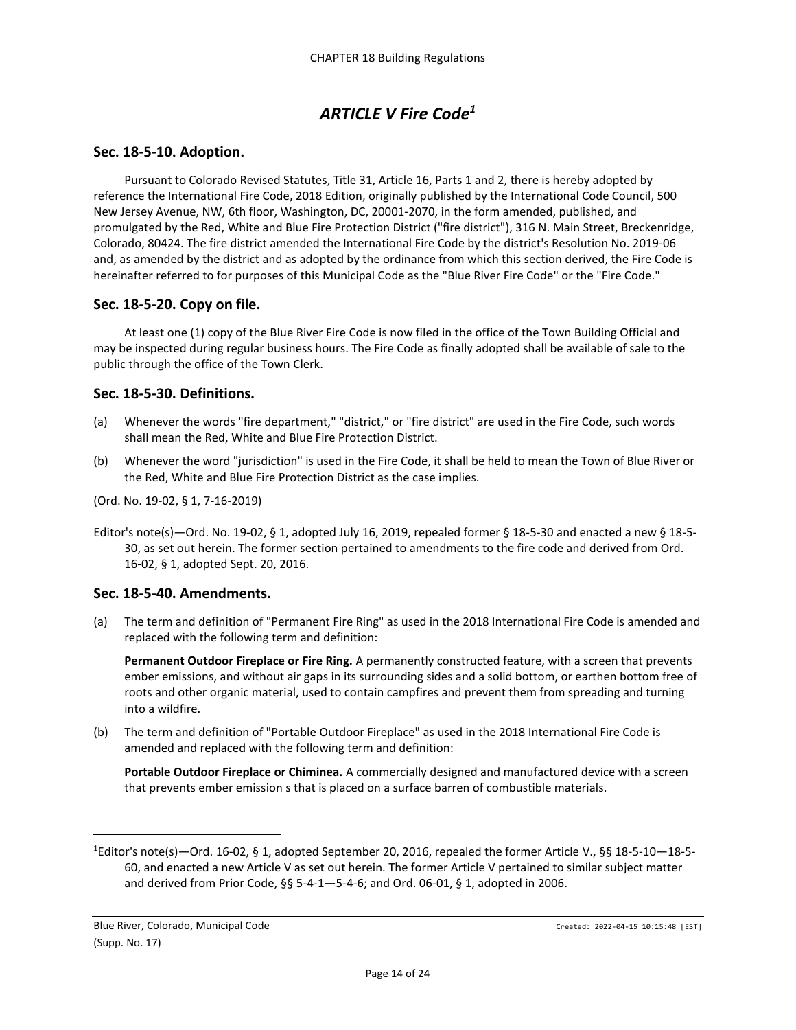# ARTICLE V Fire Code[1]

## Sec. 18-5-10. Adoption.

Pursuant to Colorado Revised Statutes, Title 31, Article 16, Parts 1 and 2, there is hereby adopted by reference the International Fire Code, 2018 Edition, originally published by the International Code Council, 500 New Jersey Avenue, NW, 6th floor, Washington, DC, 20001-2070, in the form amended, published, and promulgated by the Red, White and Blue Fire Protection District ("fire district"), 316 N. Main Street, Breckenridge, Colorado, 80424. The fire district amended the International Fire Code by the district's Resolution No. 2019-06 and, as amended by the district and as adopted by the ordinance from which this section derived, the Fire Code is hereinafter referred to for purposes of this Municipal Code as the "Blue River Fire Code" or the "Fire Code."

## Sec. 18-5-20. Copy on file.

At least one (1) copy of the Blue River Fire Code is now filed in the office of the Town Building Official and may be inspected during regular business hours. The Fire Code as finally adopted shall be available of sale to the public through the office of the Town Clerk.

## Sec. 18-5-30. Definitions.

(a) Whenever the words "fire department," "district," or "fire district" are used in the Fire Code, such words shall mean the Red, White and Blue Fire Protection District.

(b) Whenever the word "jurisdiction" is used in the Fire Code, it shall be held to mean the Town of Blue River or the Red, White and Blue Fire Protection District as the case implies.

(Ord. No. 19-02, § 1, 7-16-2019)

Editor's note(s)—Ord. No. 19-02, § 1, adopted July 16, 2019, repealed former § 18-5-30 and enacted a new § 18-5-30, as set out herein. The former section pertained to amendments to the fire code and derived from Ord. 16-02, § 1, adopted Sept. 20, 2016.

## Sec. 18-5-40. Amendments.

(a) The term and definition of "Permanent Fire Ring" as used in the 2018 International Fire Code is amended and replaced with the following term and definition:

**Permanent Outdoor Fireplace or Fire Ring.** A permanently constructed feature, with a screen that prevents ember emissions, and without air gaps in its surrounding sides and a solid bottom, or earthen bottom free of roots and other organic material, used to contain campfires and prevent them from spreading and turning into a wildfire.

(b) The term and definition of "Portable Outdoor Fireplace" as used in the 2018 International Fire Code is amended and replaced with the following term and definition:

**Portable Outdoor Fireplace or Chiminea.** A commercially designed and manufactured device with a screen that prevents ember emission s that is placed on a surface barren of combustible materials.

---

[1]Editor's note(s)—Ord. 16-02, § 1, adopted September 20, 2016, repealed the former Article V., §§ 18-5-10—18-5-60, and enacted a new Article V as set out herein. The former Article V pertained to similar subject matter and derived from Prior Code, §§ 5-4-1—5-4-6; and Ord. 06-01, § 1, adopted in 2006.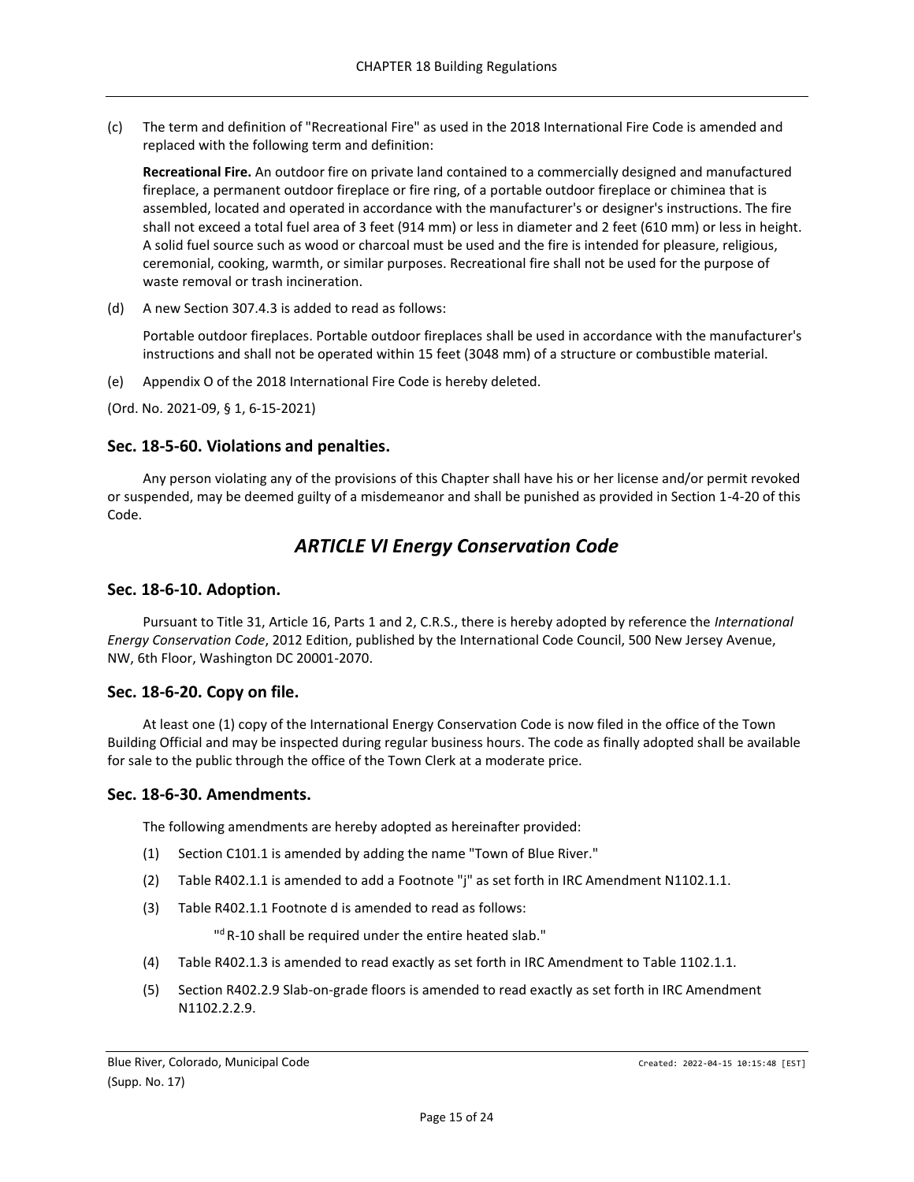(c) The term and definition of "Recreational Fire" as used in the 2018 International Fire Code is amended and replaced with the following term and definition:

**Recreational Fire.** An outdoor fire on private land contained to a commercially designed and manufactured fireplace, a permanent outdoor fireplace or fire ring, of a portable outdoor fireplace or chiminea that is assembled, located and operated in accordance with the manufacturer's or designer's instructions. The fire shall not exceed a total fuel area of 3 feet (914 mm) or less in diameter and 2 feet (610 mm) or less in height. A solid fuel source such as wood or charcoal must be used and the fire is intended for pleasure, religious, ceremonial, cooking, warmth, or similar purposes. Recreational fire shall not be used for the purpose of waste removal or trash incineration.

(d) A new Section 307.4.3 is added to read as follows:

Portable outdoor fireplaces. Portable outdoor fireplaces shall be used in accordance with the manufacturer's instructions and shall not be operated within 15 feet (3048 mm) of a structure or combustible material.

(e) Appendix O of the 2018 International Fire Code is hereby deleted.

(Ord. No. 2021-09, § 1, 6-15-2021)

### Sec. 18-5-60. Violations and penalties.

Any person violating any of the provisions of this Chapter shall have his or her license and/or permit revoked or suspended, may be deemed guilty of a misdemeanor and shall be punished as provided in Section 1-4-20 of this Code.

## *ARTICLE VI Energy Conservation Code*

### Sec. 18-6-10. Adoption.

Pursuant to Title 31, Article 16, Parts 1 and 2, C.R.S., there is hereby adopted by reference the *International Energy Conservation Code*, 2012 Edition, published by the International Code Council, 500 New Jersey Avenue, NW, 6th Floor, Washington DC 20001-2070.

### Sec. 18-6-20. Copy on file.

At least one (1) copy of the International Energy Conservation Code is now filed in the office of the Town Building Official and may be inspected during regular business hours. The code as finally adopted shall be available for sale to the public through the office of the Town Clerk at a moderate price.

### Sec. 18-6-30. Amendments.

The following amendments are hereby adopted as hereinafter provided:

(1) Section C101.1 is amended by adding the name "Town of Blue River."

(2) Table R402.1.1 is amended to add a Footnote "j" as set forth in IRC Amendment N1102.1.1.

(3) Table R402.1.1 Footnote d is amended to read as follows:

"[d] R-10 shall be required under the entire heated slab."

(4) Table R402.1.3 is amended to read exactly as set forth in IRC Amendment to Table 1102.1.1.

(5) Section R402.2.9 Slab-on-grade floors is amended to read exactly as set forth in IRC Amendment N1102.2.2.9.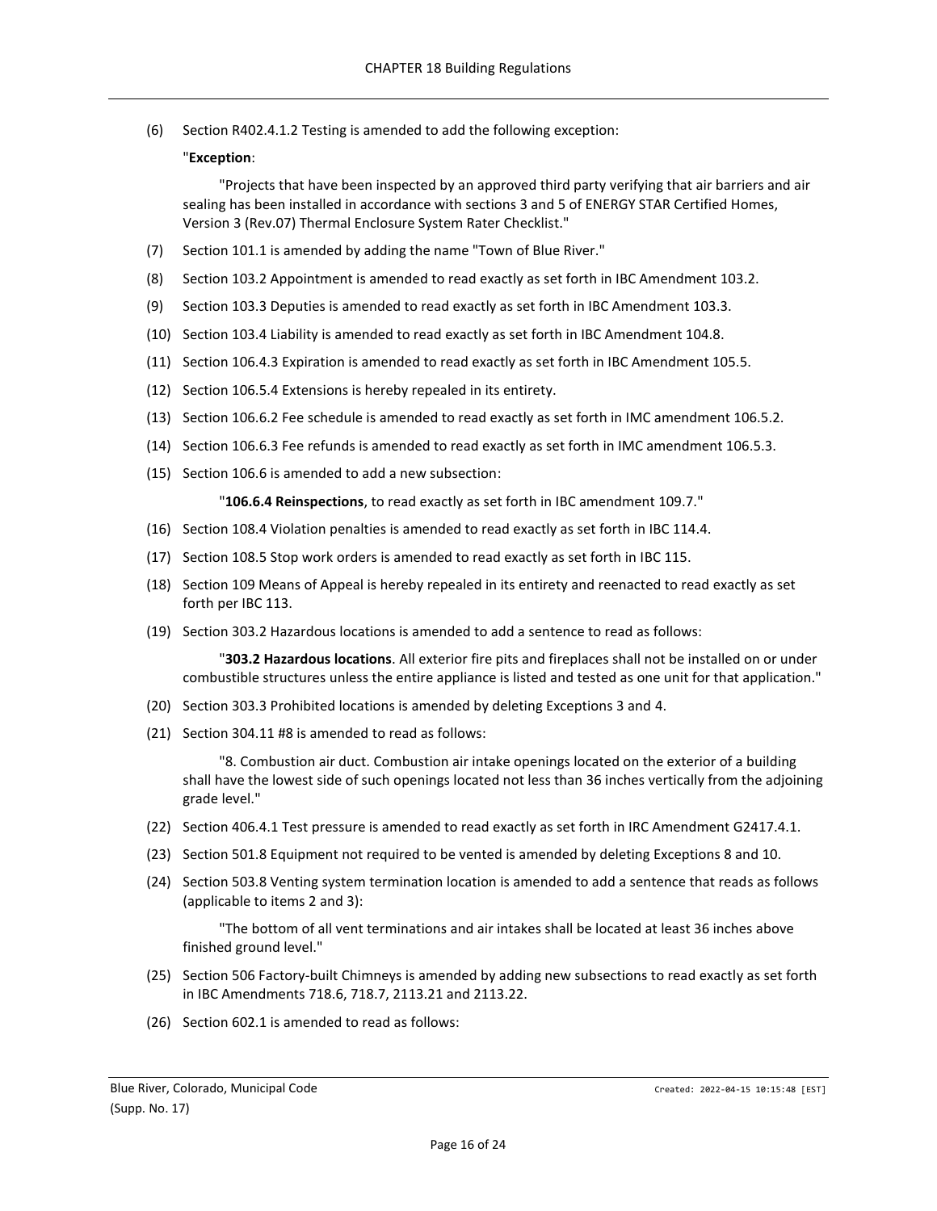(6) Section R402.4.1.2 Testing is amended to add the following exception:

"**Exception**:

"Projects that have been inspected by an approved third party verifying that air barriers and air sealing has been installed in accordance with sections 3 and 5 of ENERGY STAR Certified Homes, Version 3 (Rev.07) Thermal Enclosure System Rater Checklist."

(7) Section 101.1 is amended by adding the name "Town of Blue River."

(8) Section 103.2 Appointment is amended to read exactly as set forth in IBC Amendment 103.2.

(9) Section 103.3 Deputies is amended to read exactly as set forth in IBC Amendment 103.3.

(10) Section 103.4 Liability is amended to read exactly as set forth in IBC Amendment 104.8.

(11) Section 106.4.3 Expiration is amended to read exactly as set forth in IBC Amendment 105.5.

(12) Section 106.5.4 Extensions is hereby repealed in its entirety.

(13) Section 106.6.2 Fee schedule is amended to read exactly as set forth in IMC amendment 106.5.2.

(14) Section 106.6.3 Fee refunds is amended to read exactly as set forth in IMC amendment 106.5.3.

(15) Section 106.6 is amended to add a new subsection:

"**106.6.4 Reinspections**, to read exactly as set forth in IBC amendment 109.7."

(16) Section 108.4 Violation penalties is amended to read exactly as set forth in IBC 114.4.

(17) Section 108.5 Stop work orders is amended to read exactly as set forth in IBC 115.

(18) Section 109 Means of Appeal is hereby repealed in its entirety and reenacted to read exactly as set forth per IBC 113.

(19) Section 303.2 Hazardous locations is amended to add a sentence to read as follows:

"**303.2 Hazardous locations**. All exterior fire pits and fireplaces shall not be installed on or under combustible structures unless the entire appliance is listed and tested as one unit for that application."

(20) Section 303.3 Prohibited locations is amended by deleting Exceptions 3 and 4.

(21) Section 304.11 #8 is amended to read as follows:

"8. Combustion air duct. Combustion air intake openings located on the exterior of a building shall have the lowest side of such openings located not less than 36 inches vertically from the adjoining grade level."

(22) Section 406.4.1 Test pressure is amended to read exactly as set forth in IRC Amendment G2417.4.1.

(23) Section 501.8 Equipment not required to be vented is amended by deleting Exceptions 8 and 10.

(24) Section 503.8 Venting system termination location is amended to add a sentence that reads as follows (applicable to items 2 and 3):

"The bottom of all vent terminations and air intakes shall be located at least 36 inches above finished ground level."

(25) Section 506 Factory-built Chimneys is amended by adding new subsections to read exactly as set forth in IBC Amendments 718.6, 718.7, 2113.21 and 2113.22.

(26) Section 602.1 is amended to read as follows: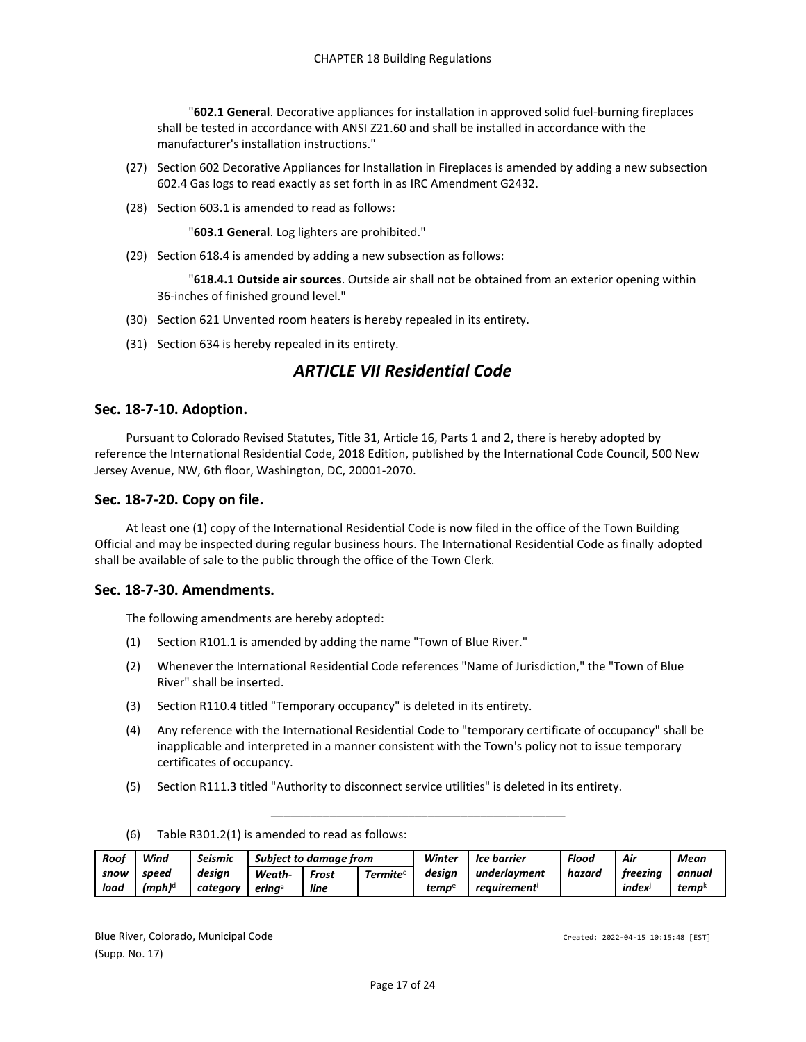"**602.1 General**. Decorative appliances for installation in approved solid fuel-burning fireplaces shall be tested in accordance with ANSI Z21.60 and shall be installed in accordance with the manufacturer's installation instructions."

(27) Section 602 Decorative Appliances for Installation in Fireplaces is amended by adding a new subsection 602.4 Gas logs to read exactly as set forth in as IRC Amendment G2432.

(28) Section 603.1 is amended to read as follows:

"**603.1 General**. Log lighters are prohibited."

(29) Section 618.4 is amended by adding a new subsection as follows:

"**618.4.1 Outside air sources**. Outside air shall not be obtained from an exterior opening within 36-inches of finished ground level."

(30) Section 621 Unvented room heaters is hereby repealed in its entirety.

(31) Section 634 is hereby repealed in its entirety.

## *ARTICLE VII Residential Code*

### Sec. 18-7-10. Adoption.

Pursuant to Colorado Revised Statutes, Title 31, Article 16, Parts 1 and 2, there is hereby adopted by reference the International Residential Code, 2018 Edition, published by the International Code Council, 500 New Jersey Avenue, NW, 6th floor, Washington, DC, 20001-2070.

### Sec. 18-7-20. Copy on file.

At least one (1) copy of the International Residential Code is now filed in the office of the Town Building Official and may be inspected during regular business hours. The International Residential Code as finally adopted shall be available of sale to the public through the office of the Town Clerk.

### Sec. 18-7-30. Amendments.

The following amendments are hereby adopted:

(1) Section R101.1 is amended by adding the name "Town of Blue River."

(2) Whenever the International Residential Code references "Name of Jurisdiction," the "Town of Blue River" shall be inserted.

(3) Section R110.4 titled "Temporary occupancy" is deleted in its entirety.

(4) Any reference with the International Residential Code to "temporary certificate of occupancy" shall be inapplicable and interpreted in a manner consistent with the Town's policy not to issue temporary certificates of occupancy.

(5) Section R111.3 titled "Authority to disconnect service utilities" is deleted in its entirety.

---

(6) Table R301.2(1) is amended to read as follows:

| *Roof snow load* | *Wind speed (mph)*[d] | *Seismic design category* | *Subject to damage from* | | | *Winter design temp*[e] | *Ice barrier underlayment requirement*[i] | *Flood hazard* | *Air freezing index*[j] | *Mean annual temp*[k] |
|---|---|---|---|---|---|---|---|---|---|---|
| | | | *Weath-ering*[a] | *Frost line* | *Termite*[c] | | | | | |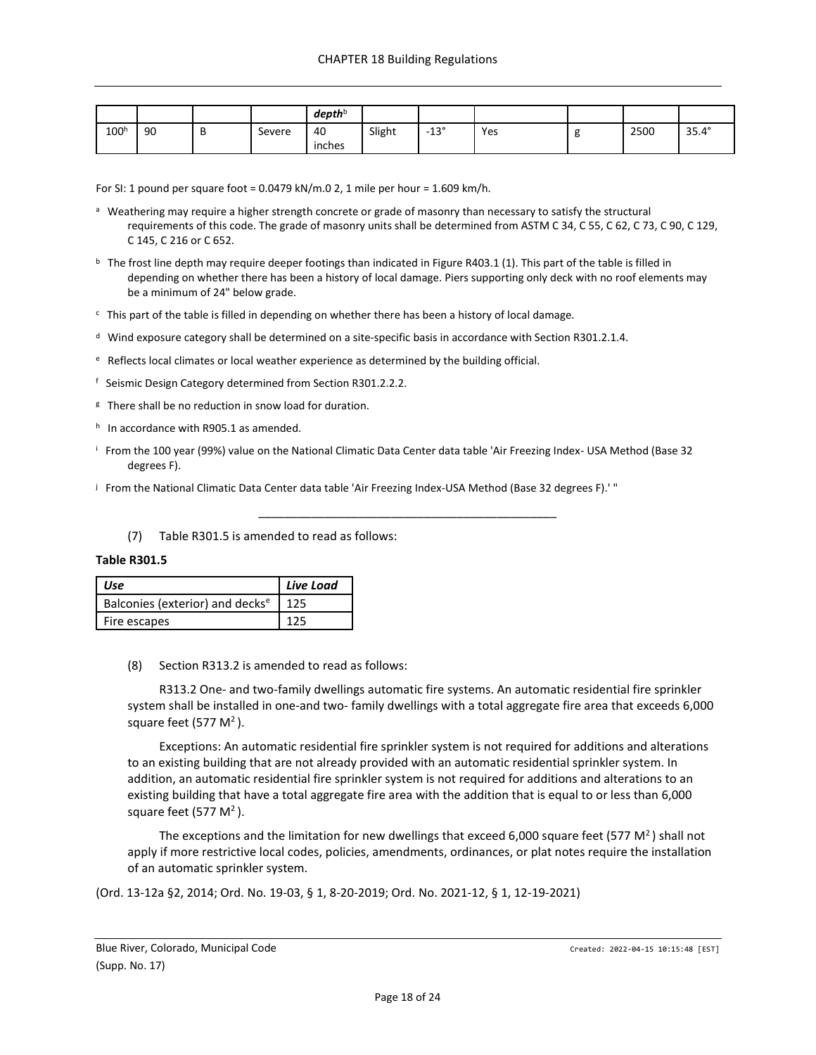| | | | | *depth*[b] | | | | | | |
|---|---|---|---|---|---|---|---|---|---|---|
| 100[h] | 90 | B | Severe | 40 inches | Slight | -13° | Yes | g | 2500 | 35.4° |

For SI: 1 pound per square foot = 0.0479 kN/m.0 2, 1 mile per hour = 1.609 km/h.

[a] Weathering may require a higher strength concrete or grade of masonry than necessary to satisfy the structural requirements of this code. The grade of masonry units shall be determined from ASTM C 34, C 55, C 62, C 73, C 90, C 129, C 145, C 216 or C 652.

[b] The frost line depth may require deeper footings than indicated in Figure R403.1 (1). This part of the table is filled in depending on whether there has been a history of local damage. Piers supporting only deck with no roof elements may be a minimum of 24" below grade.

[c] This part of the table is filled in depending on whether there has been a history of local damage.

[d] Wind exposure category shall be determined on a site-specific basis in accordance with Section R301.2.1.4.

[e] Reflects local climates or local weather experience as determined by the building official.

[f] Seismic Design Category determined from Section R301.2.2.2.

[g] There shall be no reduction in snow load for duration.

[h] In accordance with R905.1 as amended.

[i] From the 100 year (99%) value on the National Climatic Data Center data table 'Air Freezing Index- USA Method (Base 32 degrees F).

[j] From the National Climatic Data Center data table 'Air Freezing Index-USA Method (Base 32 degrees F).' "

---

(7) Table R301.5 is amended to read as follows:

**Table R301.5**

| *Use* | *Live Load* |
|---|---|
| Balconies (exterior) and decks[e] | 125 |
| Fire escapes | 125 |

(8) Section R313.2 is amended to read as follows:

R313.2 One- and two-family dwellings automatic fire systems. An automatic residential fire sprinkler system shall be installed in one-and two- family dwellings with a total aggregate fire area that exceeds 6,000 square feet (577 $M^2$).

Exceptions: An automatic residential fire sprinkler system is not required for additions and alterations to an existing building that are not already provided with an automatic residential sprinkler system. In addition, an automatic residential fire sprinkler system is not required for additions and alterations to an existing building that have a total aggregate fire area with the addition that is equal to or less than 6,000 square feet (577 $M^2$).

The exceptions and the limitation for new dwellings that exceed 6,000 square feet (577 $M^2$) shall not apply if more restrictive local codes, policies, amendments, ordinances, or plat notes require the installation of an automatic sprinkler system.

(Ord. 13-12a §2, 2014; Ord. No. 19-03, § 1, 8-20-2019; Ord. No. 2021-12, § 1, 12-19-2021)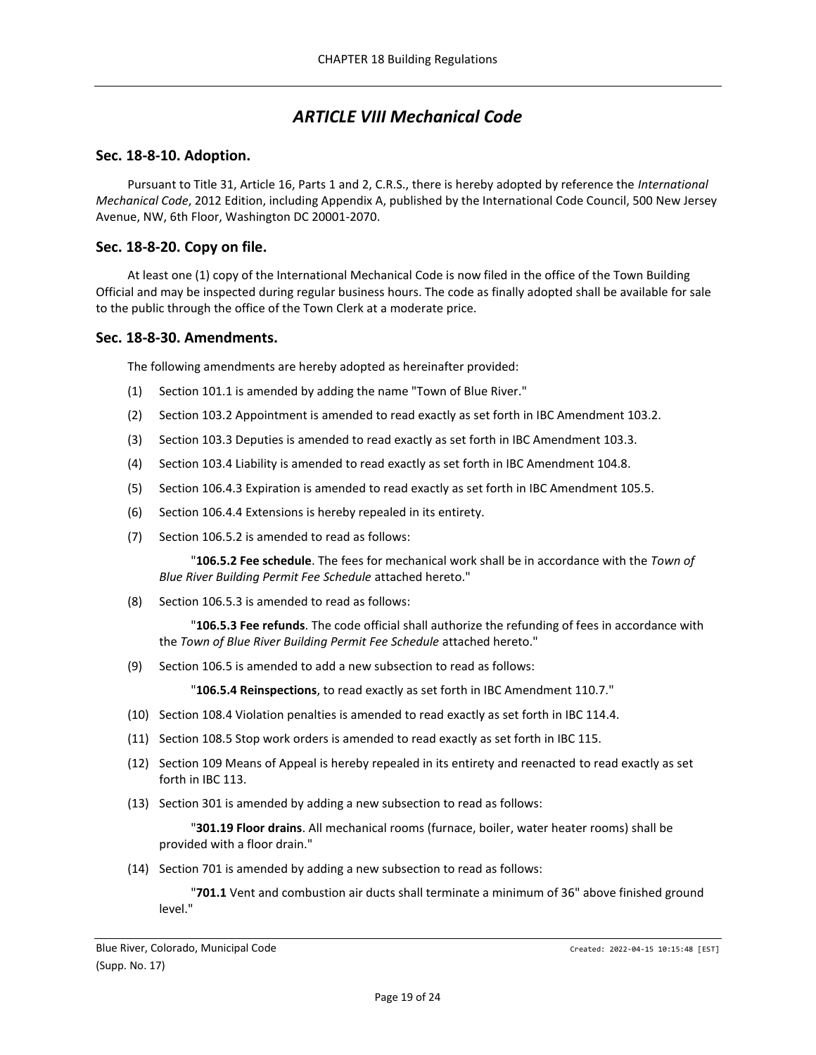# *ARTICLE VIII Mechanical Code*

## Sec. 18-8-10. Adoption.

Pursuant to Title 31, Article 16, Parts 1 and 2, C.R.S., there is hereby adopted by reference the *International Mechanical Code*, 2012 Edition, including Appendix A, published by the International Code Council, 500 New Jersey Avenue, NW, 6th Floor, Washington DC 20001-2070.

## Sec. 18-8-20. Copy on file.

At least one (1) copy of the International Mechanical Code is now filed in the office of the Town Building Official and may be inspected during regular business hours. The code as finally adopted shall be available for sale to the public through the office of the Town Clerk at a moderate price.

## Sec. 18-8-30. Amendments.

The following amendments are hereby adopted as hereinafter provided:

(1) Section 101.1 is amended by adding the name "Town of Blue River."

(2) Section 103.2 Appointment is amended to read exactly as set forth in IBC Amendment 103.2.

(3) Section 103.3 Deputies is amended to read exactly as set forth in IBC Amendment 103.3.

(4) Section 103.4 Liability is amended to read exactly as set forth in IBC Amendment 104.8.

(5) Section 106.4.3 Expiration is amended to read exactly as set forth in IBC Amendment 105.5.

(6) Section 106.4.4 Extensions is hereby repealed in its entirety.

(7) Section 106.5.2 is amended to read as follows:

> "**106.5.2 Fee schedule**. The fees for mechanical work shall be in accordance with the *Town of Blue River Building Permit Fee Schedule* attached hereto."

(8) Section 106.5.3 is amended to read as follows:

> "**106.5.3 Fee refunds**. The code official shall authorize the refunding of fees in accordance with the *Town of Blue River Building Permit Fee Schedule* attached hereto."

(9) Section 106.5 is amended to add a new subsection to read as follows:

> "**106.5.4 Reinspections**, to read exactly as set forth in IBC Amendment 110.7."

(10) Section 108.4 Violation penalties is amended to read exactly as set forth in IBC 114.4.

(11) Section 108.5 Stop work orders is amended to read exactly as set forth in IBC 115.

(12) Section 109 Means of Appeal is hereby repealed in its entirety and reenacted to read exactly as set forth in IBC 113.

(13) Section 301 is amended by adding a new subsection to read as follows:

> "**301.19 Floor drains**. All mechanical rooms (furnace, boiler, water heater rooms) shall be provided with a floor drain."

(14) Section 701 is amended by adding a new subsection to read as follows:

> "**701.1** Vent and combustion air ducts shall terminate a minimum of 36" above finished ground level."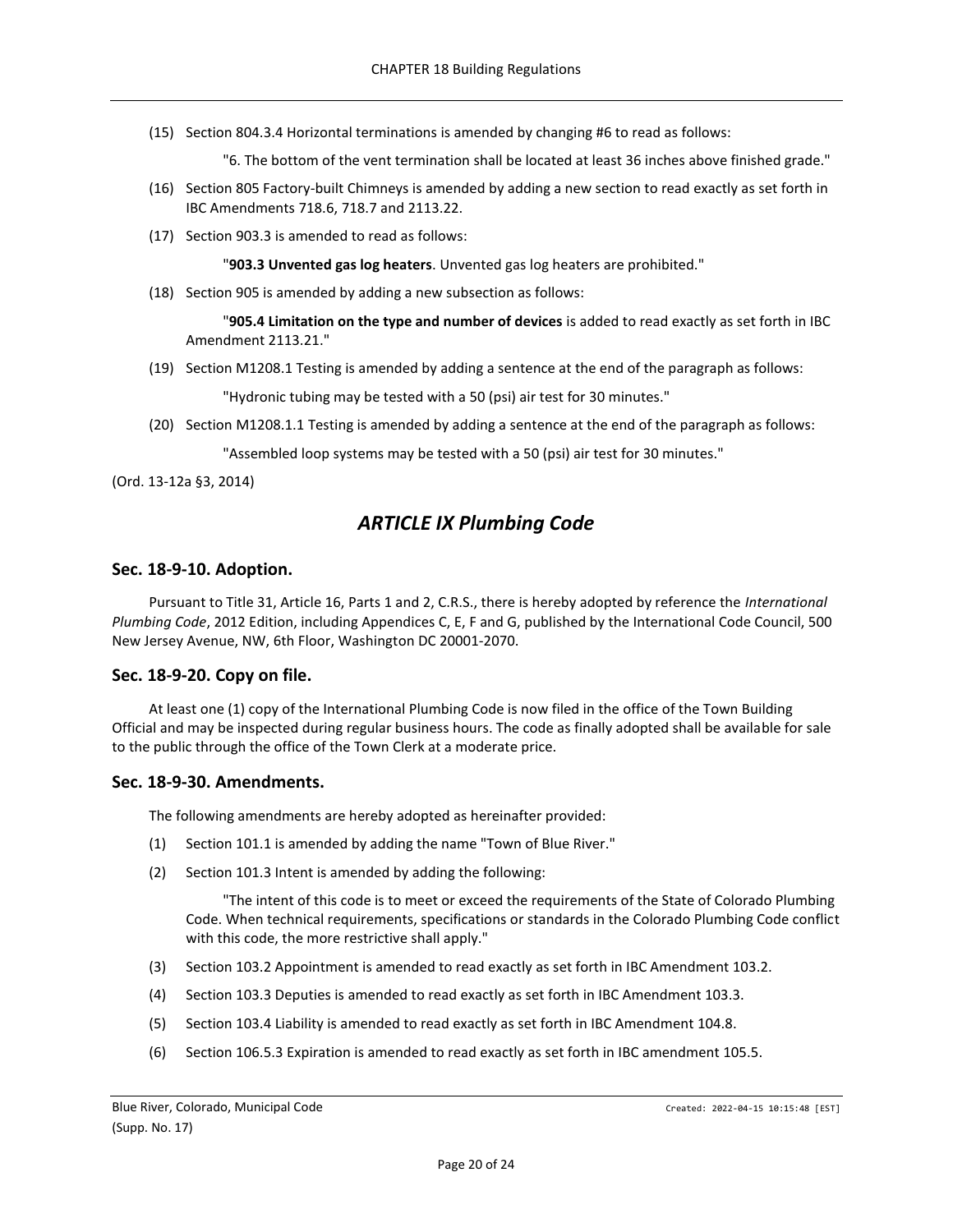(15) Section 804.3.4 Horizontal terminations is amended by changing #6 to read as follows:

"6. The bottom of the vent termination shall be located at least 36 inches above finished grade."

(16) Section 805 Factory-built Chimneys is amended by adding a new section to read exactly as set forth in IBC Amendments 718.6, 718.7 and 2113.22.

(17) Section 903.3 is amended to read as follows:

"**903.3 Unvented gas log heaters**. Unvented gas log heaters are prohibited."

(18) Section 905 is amended by adding a new subsection as follows:

"**905.4 Limitation on the type and number of devices** is added to read exactly as set forth in IBC Amendment 2113.21."

(19) Section M1208.1 Testing is amended by adding a sentence at the end of the paragraph as follows:

"Hydronic tubing may be tested with a 50 (psi) air test for 30 minutes."

(20) Section M1208.1.1 Testing is amended by adding a sentence at the end of the paragraph as follows:

"Assembled loop systems may be tested with a 50 (psi) air test for 30 minutes."

(Ord. 13-12a §3, 2014)

## *ARTICLE IX Plumbing Code*

### Sec. 18-9-10. Adoption.

Pursuant to Title 31, Article 16, Parts 1 and 2, C.R.S., there is hereby adopted by reference the *International Plumbing Code*, 2012 Edition, including Appendices C, E, F and G, published by the International Code Council, 500 New Jersey Avenue, NW, 6th Floor, Washington DC 20001-2070.

### Sec. 18-9-20. Copy on file.

At least one (1) copy of the International Plumbing Code is now filed in the office of the Town Building Official and may be inspected during regular business hours. The code as finally adopted shall be available for sale to the public through the office of the Town Clerk at a moderate price.

### Sec. 18-9-30. Amendments.

The following amendments are hereby adopted as hereinafter provided:

(1) Section 101.1 is amended by adding the name "Town of Blue River."

(2) Section 101.3 Intent is amended by adding the following:

"The intent of this code is to meet or exceed the requirements of the State of Colorado Plumbing Code. When technical requirements, specifications or standards in the Colorado Plumbing Code conflict with this code, the more restrictive shall apply."

(3) Section 103.2 Appointment is amended to read exactly as set forth in IBC Amendment 103.2.

(4) Section 103.3 Deputies is amended to read exactly as set forth in IBC Amendment 103.3.

(5) Section 103.4 Liability is amended to read exactly as set forth in IBC Amendment 104.8.

(6) Section 106.5.3 Expiration is amended to read exactly as set forth in IBC amendment 105.5.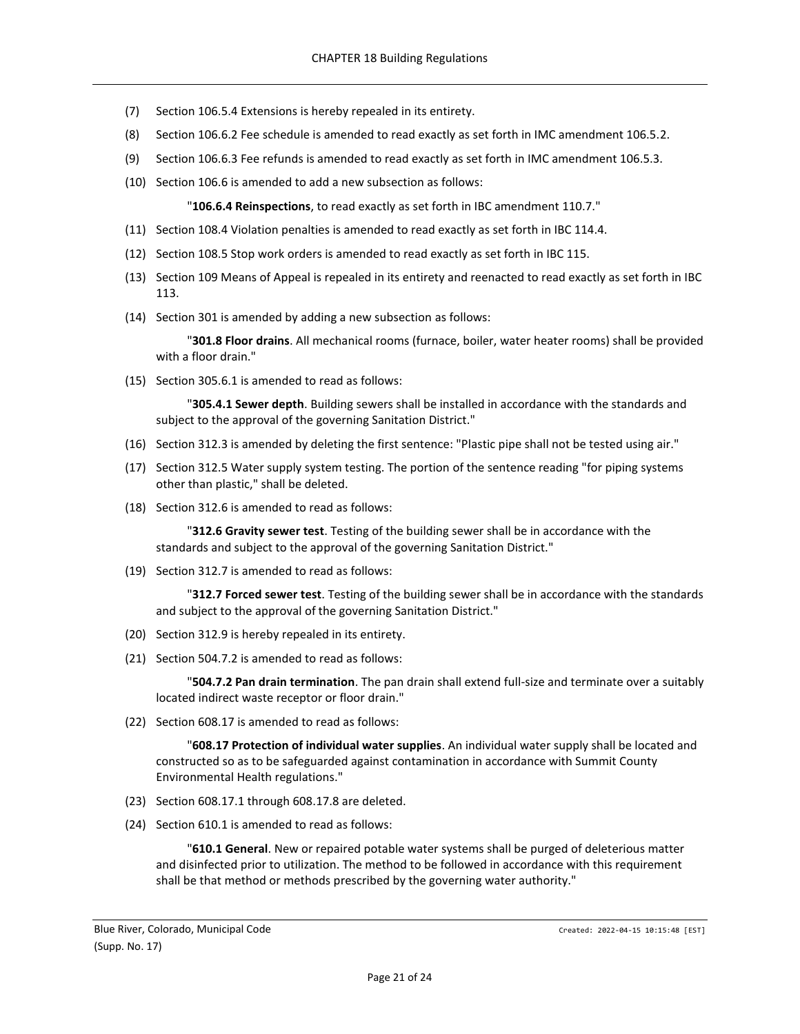(7) Section 106.5.4 Extensions is hereby repealed in its entirety.

(8) Section 106.6.2 Fee schedule is amended to read exactly as set forth in IMC amendment 106.5.2.

(9) Section 106.6.3 Fee refunds is amended to read exactly as set forth in IMC amendment 106.5.3.

(10) Section 106.6 is amended to add a new subsection as follows:

"**106.6.4 Reinspections**, to read exactly as set forth in IBC amendment 110.7."

(11) Section 108.4 Violation penalties is amended to read exactly as set forth in IBC 114.4.

(12) Section 108.5 Stop work orders is amended to read exactly as set forth in IBC 115.

(13) Section 109 Means of Appeal is repealed in its entirety and reenacted to read exactly as set forth in IBC 113.

(14) Section 301 is amended by adding a new subsection as follows:

"**301.8 Floor drains**. All mechanical rooms (furnace, boiler, water heater rooms) shall be provided with a floor drain."

(15) Section 305.6.1 is amended to read as follows:

"**305.4.1 Sewer depth**. Building sewers shall be installed in accordance with the standards and subject to the approval of the governing Sanitation District."

(16) Section 312.3 is amended by deleting the first sentence: "Plastic pipe shall not be tested using air."

(17) Section 312.5 Water supply system testing. The portion of the sentence reading "for piping systems other than plastic," shall be deleted.

(18) Section 312.6 is amended to read as follows:

"**312.6 Gravity sewer test**. Testing of the building sewer shall be in accordance with the standards and subject to the approval of the governing Sanitation District."

(19) Section 312.7 is amended to read as follows:

"**312.7 Forced sewer test**. Testing of the building sewer shall be in accordance with the standards and subject to the approval of the governing Sanitation District."

(20) Section 312.9 is hereby repealed in its entirety.

(21) Section 504.7.2 is amended to read as follows:

"**504.7.2 Pan drain termination**. The pan drain shall extend full-size and terminate over a suitably located indirect waste receptor or floor drain."

(22) Section 608.17 is amended to read as follows:

"**608.17 Protection of individual water supplies**. An individual water supply shall be located and constructed so as to be safeguarded against contamination in accordance with Summit County Environmental Health regulations."

(23) Section 608.17.1 through 608.17.8 are deleted.

(24) Section 610.1 is amended to read as follows:

"**610.1 General**. New or repaired potable water systems shall be purged of deleterious matter and disinfected prior to utilization. The method to be followed in accordance with this requirement shall be that method or methods prescribed by the governing water authority."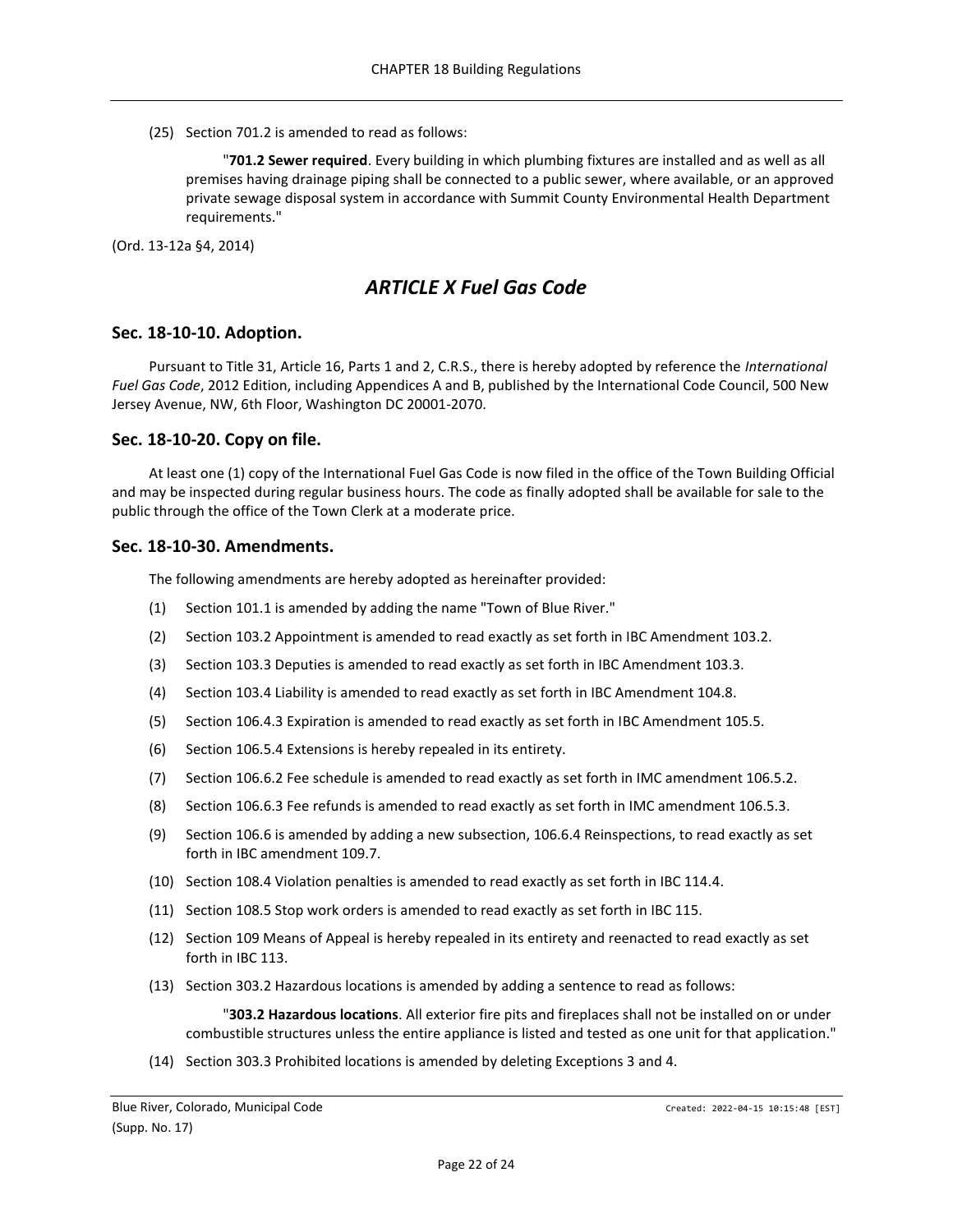(25) Section 701.2 is amended to read as follows:

"**701.2 Sewer required**. Every building in which plumbing fixtures are installed and as well as all premises having drainage piping shall be connected to a public sewer, where available, or an approved private sewage disposal system in accordance with Summit County Environmental Health Department requirements."

(Ord. 13-12a §4, 2014)

## *ARTICLE X Fuel Gas Code*

### Sec. 18-10-10. Adoption.

Pursuant to Title 31, Article 16, Parts 1 and 2, C.R.S., there is hereby adopted by reference the *International Fuel Gas Code*, 2012 Edition, including Appendices A and B, published by the International Code Council, 500 New Jersey Avenue, NW, 6th Floor, Washington DC 20001-2070.

### Sec. 18-10-20. Copy on file.

At least one (1) copy of the International Fuel Gas Code is now filed in the office of the Town Building Official and may be inspected during regular business hours. The code as finally adopted shall be available for sale to the public through the office of the Town Clerk at a moderate price.

### Sec. 18-10-30. Amendments.

The following amendments are hereby adopted as hereinafter provided:

(1) Section 101.1 is amended by adding the name "Town of Blue River."

(2) Section 103.2 Appointment is amended to read exactly as set forth in IBC Amendment 103.2.

(3) Section 103.3 Deputies is amended to read exactly as set forth in IBC Amendment 103.3.

(4) Section 103.4 Liability is amended to read exactly as set forth in IBC Amendment 104.8.

(5) Section 106.4.3 Expiration is amended to read exactly as set forth in IBC Amendment 105.5.

(6) Section 106.5.4 Extensions is hereby repealed in its entirety.

(7) Section 106.6.2 Fee schedule is amended to read exactly as set forth in IMC amendment 106.5.2.

(8) Section 106.6.3 Fee refunds is amended to read exactly as set forth in IMC amendment 106.5.3.

(9) Section 106.6 is amended by adding a new subsection, 106.6.4 Reinspections, to read exactly as set forth in IBC amendment 109.7.

(10) Section 108.4 Violation penalties is amended to read exactly as set forth in IBC 114.4.

(11) Section 108.5 Stop work orders is amended to read exactly as set forth in IBC 115.

(12) Section 109 Means of Appeal is hereby repealed in its entirety and reenacted to read exactly as set forth in IBC 113.

(13) Section 303.2 Hazardous locations is amended by adding a sentence to read as follows:

"**303.2 Hazardous locations**. All exterior fire pits and fireplaces shall not be installed on or under combustible structures unless the entire appliance is listed and tested as one unit for that application."

(14) Section 303.3 Prohibited locations is amended by deleting Exceptions 3 and 4.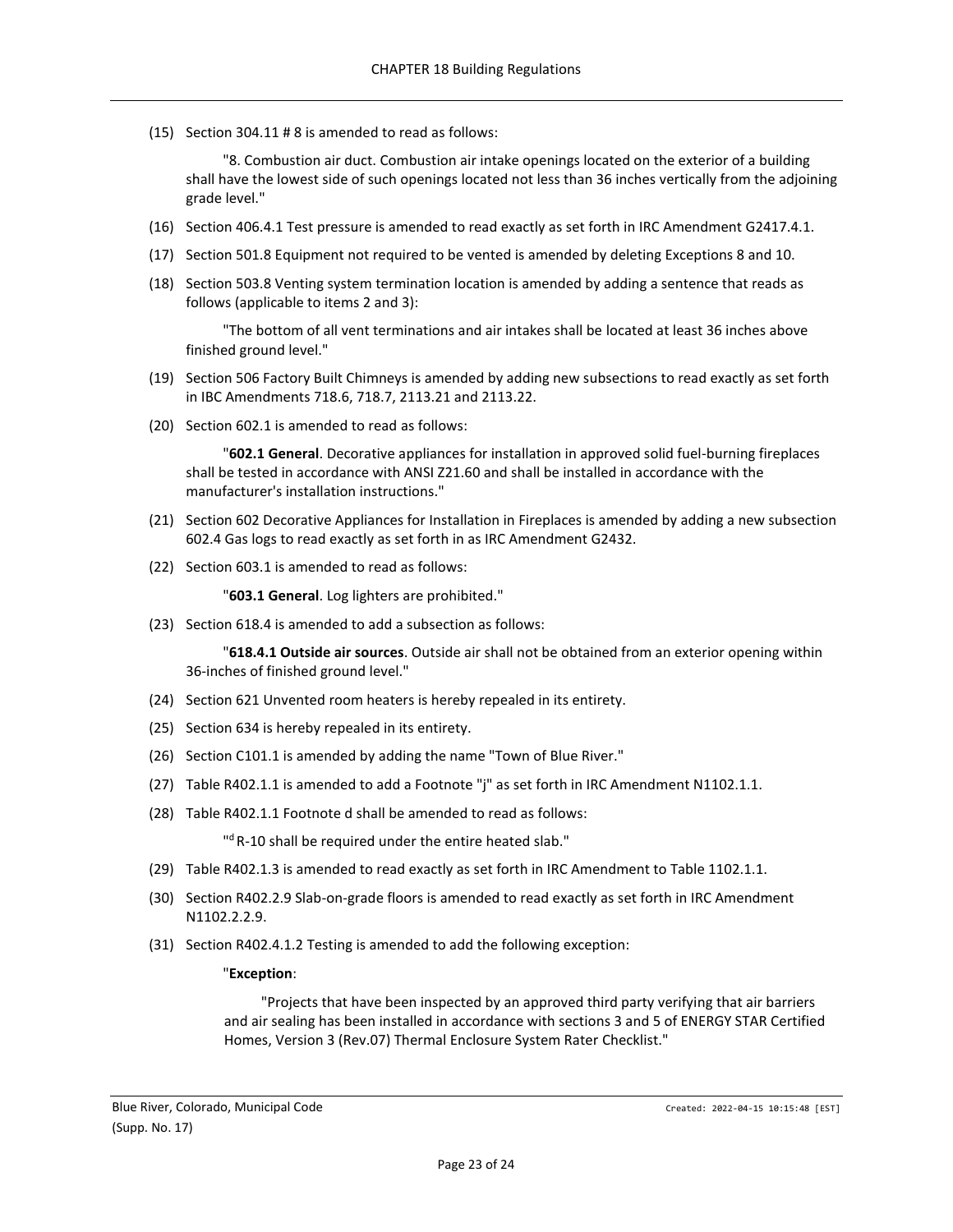(15) Section 304.11 # 8 is amended to read as follows:

"8. Combustion air duct. Combustion air intake openings located on the exterior of a building shall have the lowest side of such openings located not less than 36 inches vertically from the adjoining grade level."

(16) Section 406.4.1 Test pressure is amended to read exactly as set forth in IRC Amendment G2417.4.1.

(17) Section 501.8 Equipment not required to be vented is amended by deleting Exceptions 8 and 10.

(18) Section 503.8 Venting system termination location is amended by adding a sentence that reads as follows (applicable to items 2 and 3):

"The bottom of all vent terminations and air intakes shall be located at least 36 inches above finished ground level."

(19) Section 506 Factory Built Chimneys is amended by adding new subsections to read exactly as set forth in IBC Amendments 718.6, 718.7, 2113.21 and 2113.22.

(20) Section 602.1 is amended to read as follows:

"**602.1 General**. Decorative appliances for installation in approved solid fuel-burning fireplaces shall be tested in accordance with ANSI Z21.60 and shall be installed in accordance with the manufacturer's installation instructions."

(21) Section 602 Decorative Appliances for Installation in Fireplaces is amended by adding a new subsection 602.4 Gas logs to read exactly as set forth in as IRC Amendment G2432.

(22) Section 603.1 is amended to read as follows:

"**603.1 General**. Log lighters are prohibited."

(23) Section 618.4 is amended to add a subsection as follows:

"**618.4.1 Outside air sources**. Outside air shall not be obtained from an exterior opening within 36-inches of finished ground level."

(24) Section 621 Unvented room heaters is hereby repealed in its entirety.

(25) Section 634 is hereby repealed in its entirety.

(26) Section C101.1 is amended by adding the name "Town of Blue River."

(27) Table R402.1.1 is amended to add a Footnote "j" as set forth in IRC Amendment N1102.1.1.

(28) Table R402.1.1 Footnote d shall be amended to read as follows:

"[d] R-10 shall be required under the entire heated slab."

(29) Table R402.1.3 is amended to read exactly as set forth in IRC Amendment to Table 1102.1.1.

(30) Section R402.2.9 Slab-on-grade floors is amended to read exactly as set forth in IRC Amendment N1102.2.9.

(31) Section R402.4.1.2 Testing is amended to add the following exception:

"**Exception**:

"Projects that have been inspected by an approved third party verifying that air barriers and air sealing has been installed in accordance with sections 3 and 5 of ENERGY STAR Certified Homes, Version 3 (Rev.07) Thermal Enclosure System Rater Checklist."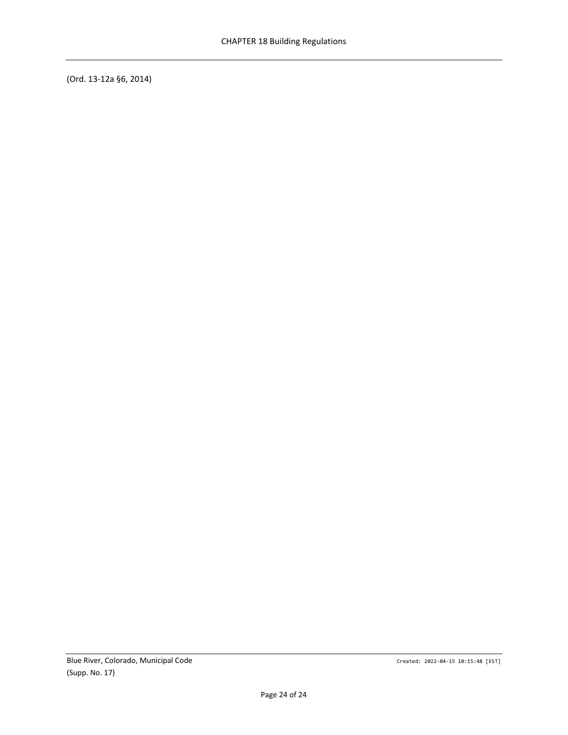(Ord. 13-12a §6, 2014)